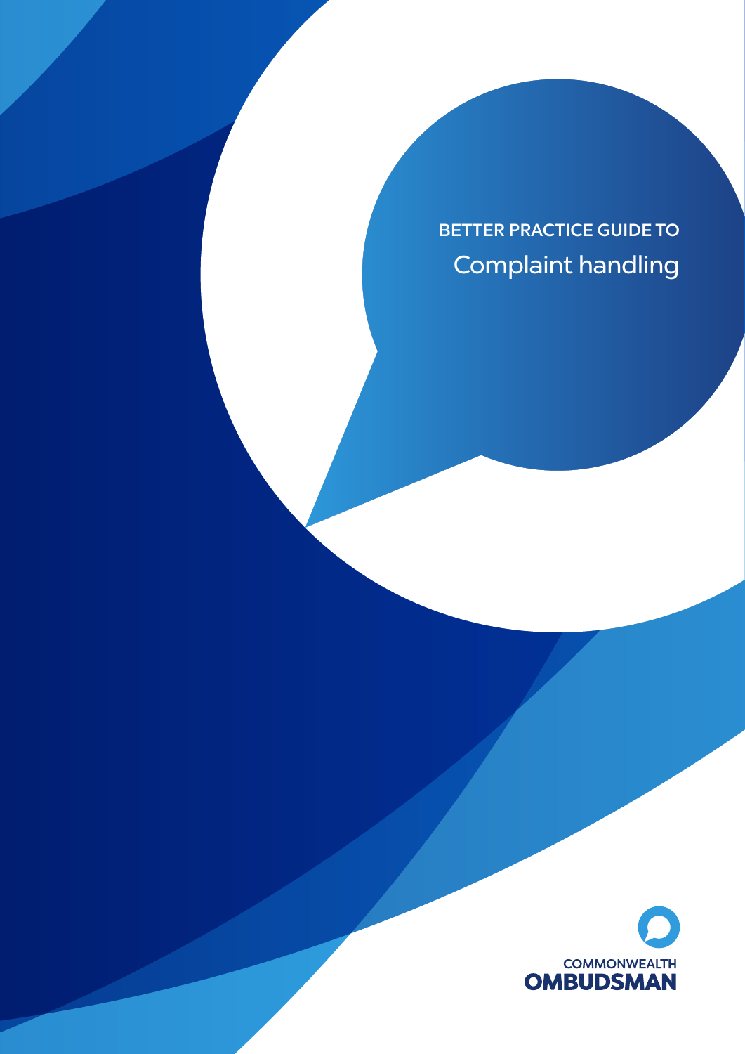# BETTER PRACTICE GUIDE TO Complaint handling

COMMONWEALTH OMBUDSMAN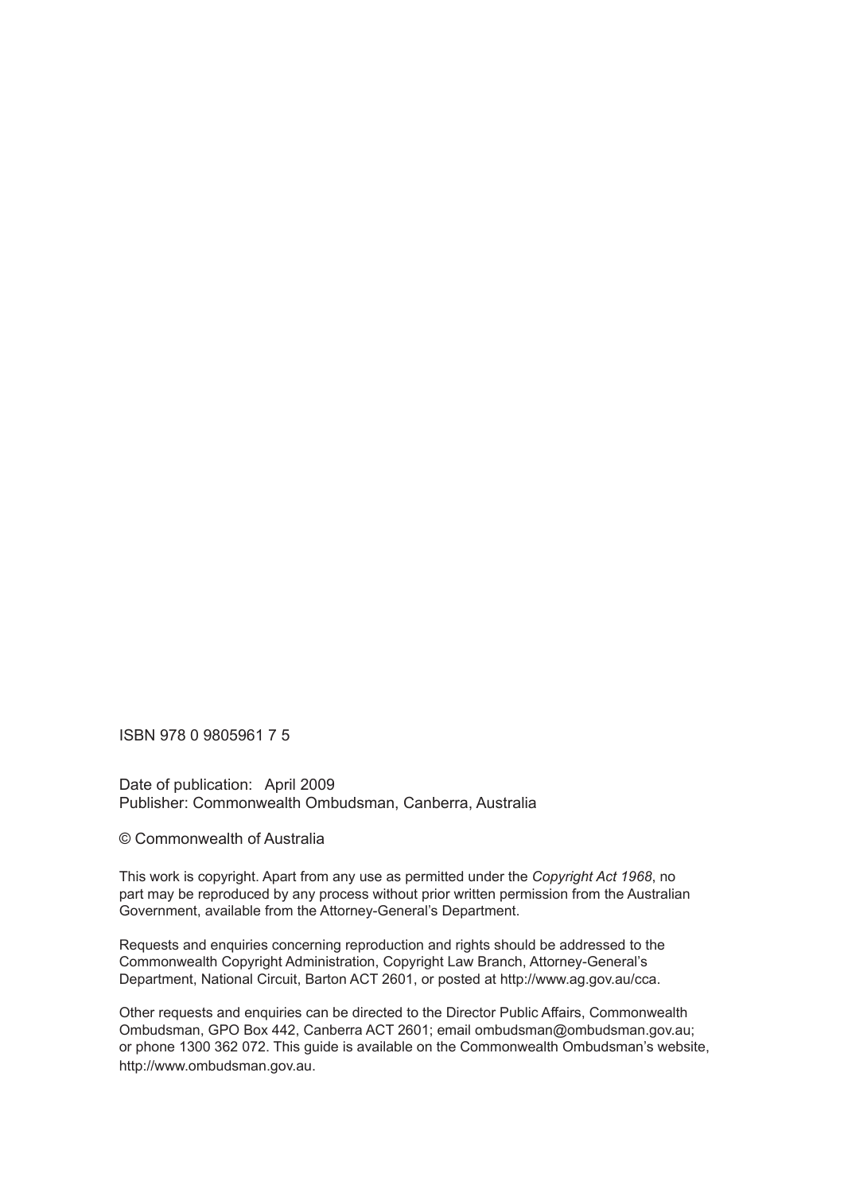ISBN 978 0 9805961 7 5

Date of publication: April 2009
Publisher: Commonwealth Ombudsman, Canberra, Australia

© Commonwealth of Australia

This work is copyright. Apart from any use as permitted under the *Copyright Act 1968*, no part may be reproduced by any process without prior written permission from the Australian Government, available from the Attorney-General's Department.

Requests and enquiries concerning reproduction and rights should be addressed to the Commonwealth Copyright Administration, Copyright Law Branch, Attorney-General's Department, National Circuit, Barton ACT 2601, or posted at http://www.ag.gov.au/cca.

Other requests and enquiries can be directed to the Director Public Affairs, Commonwealth Ombudsman, GPO Box 442, Canberra ACT 2601; email ombudsman@ombudsman.gov.au; or phone 1300 362 072. This guide is available on the Commonwealth Ombudsman's website, http://www.ombudsman.gov.au.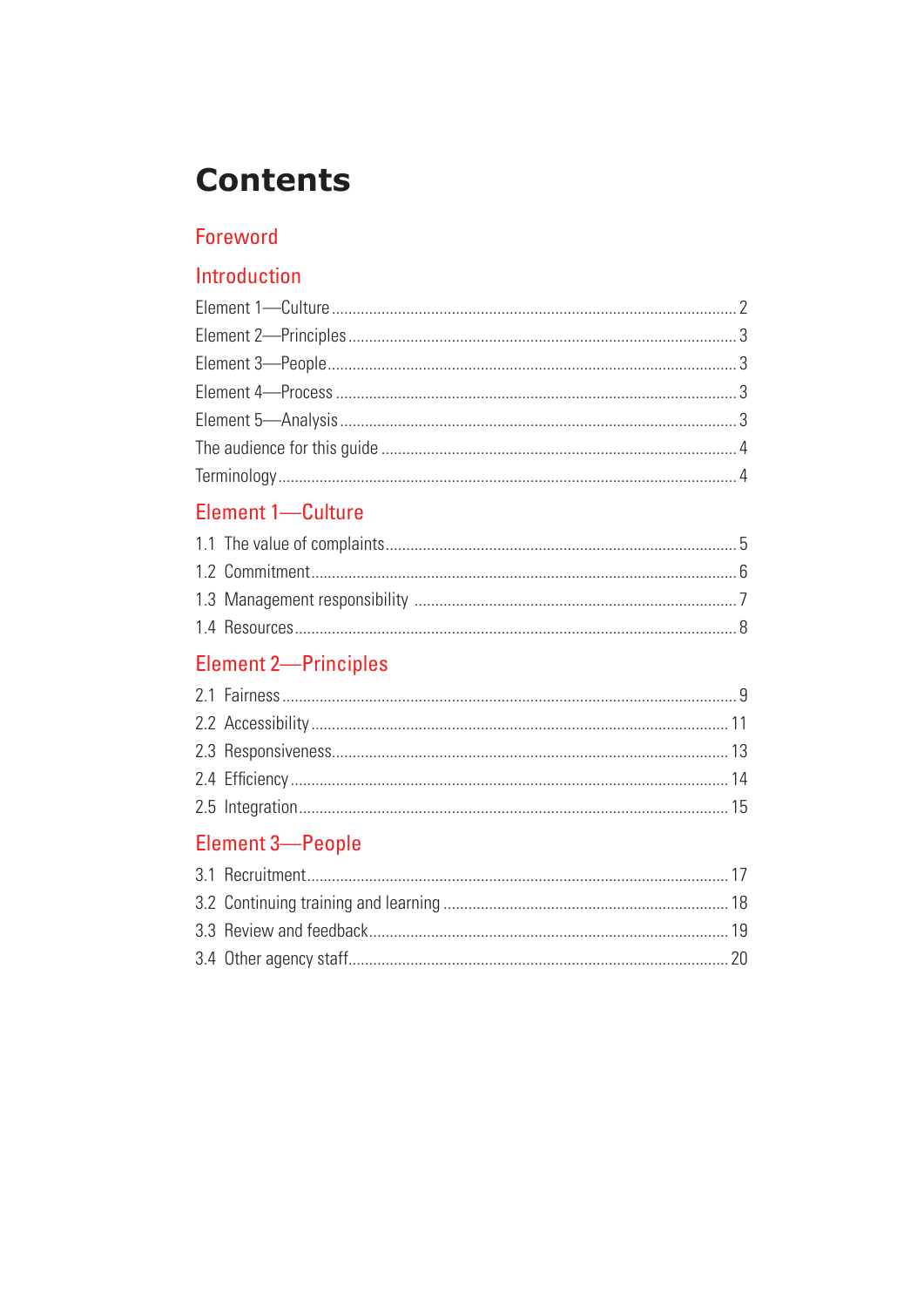# Contents

## Foreword

## Introduction

Element 1—Culture ........ 2
Element 2—Principles ........ 3
Element 3—People ........ 3
Element 4—Process ........ 3
Element 5—Analysis ........ 3
The audience for this guide ........ 4
Terminology ........ 4

## Element 1—Culture

1.1 The value of complaints ........ 5
1.2 Commitment ........ 6
1.3 Management responsibility ........ 7
1.4 Resources ........ 8

## Element 2—Principles

2.1 Fairness ........ 9
2.2 Accessibility ........ 11
2.3 Responsiveness ........ 13
2.4 Efficiency ........ 14
2.5 Integration ........ 15

## Element 3—People

3.1 Recruitment ........ 17
3.2 Continuing training and learning ........ 18
3.3 Review and feedback ........ 19
3.4 Other agency staff ........ 20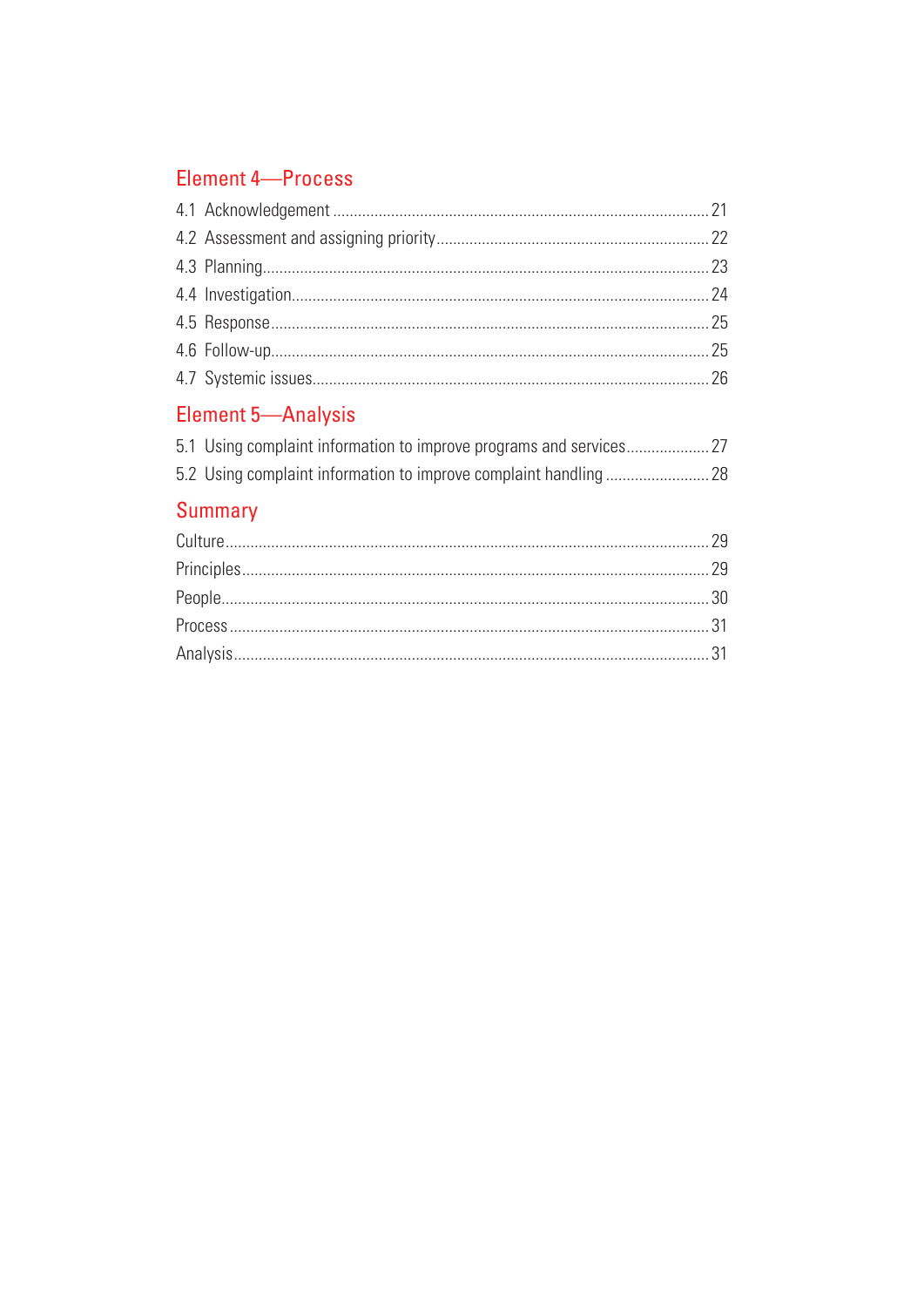## Element 4—Process

4.1 Acknowledgement ........ 21
4.2 Assessment and assigning priority ........ 22
4.3 Planning ........ 23
4.4 Investigation ........ 24
4.5 Response ........ 25
4.6 Follow-up ........ 25
4.7 Systemic issues ........ 26

## Element 5—Analysis

5.1 Using complaint information to improve programs and services ........ 27
5.2 Using complaint information to improve complaint handling ........ 28

## Summary

Culture ........ 29
Principles ........ 29
People ........ 30
Process ........ 31
Analysis ........ 31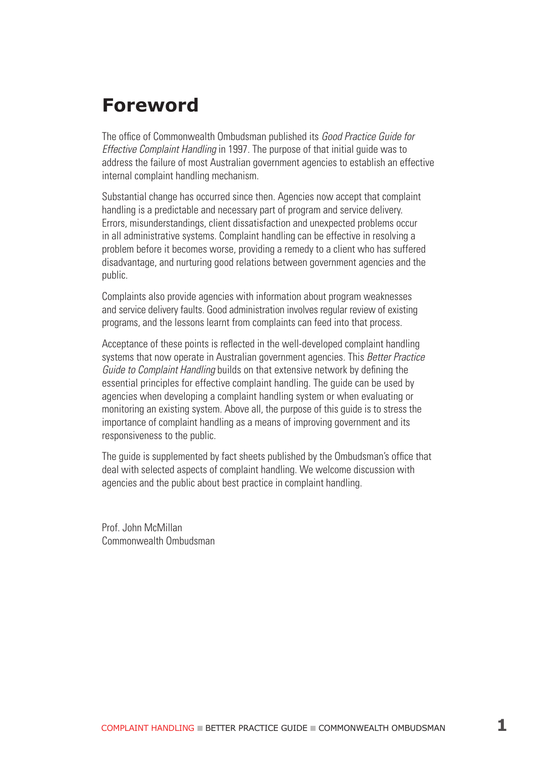# Foreword

The office of Commonwealth Ombudsman published its *Good Practice Guide for Effective Complaint Handling* in 1997. The purpose of that initial guide was to address the failure of most Australian government agencies to establish an effective internal complaint handling mechanism.

Substantial change has occurred since then. Agencies now accept that complaint handling is a predictable and necessary part of program and service delivery. Errors, misunderstandings, client dissatisfaction and unexpected problems occur in all administrative systems. Complaint handling can be effective in resolving a problem before it becomes worse, providing a remedy to a client who has suffered disadvantage, and nurturing good relations between government agencies and the public.

Complaints also provide agencies with information about program weaknesses and service delivery faults. Good administration involves regular review of existing programs, and the lessons learnt from complaints can feed into that process.

Acceptance of these points is reflected in the well-developed complaint handling systems that now operate in Australian government agencies. This *Better Practice Guide to Complaint Handling* builds on that extensive network by defining the essential principles for effective complaint handling. The guide can be used by agencies when developing a complaint handling system or when evaluating or monitoring an existing system. Above all, the purpose of this guide is to stress the importance of complaint handling as a means of improving government and its responsiveness to the public.

The guide is supplemented by fact sheets published by the Ombudsman's office that deal with selected aspects of complaint handling. We welcome discussion with agencies and the public about best practice in complaint handling.

Prof. John McMillan
Commonwealth Ombudsman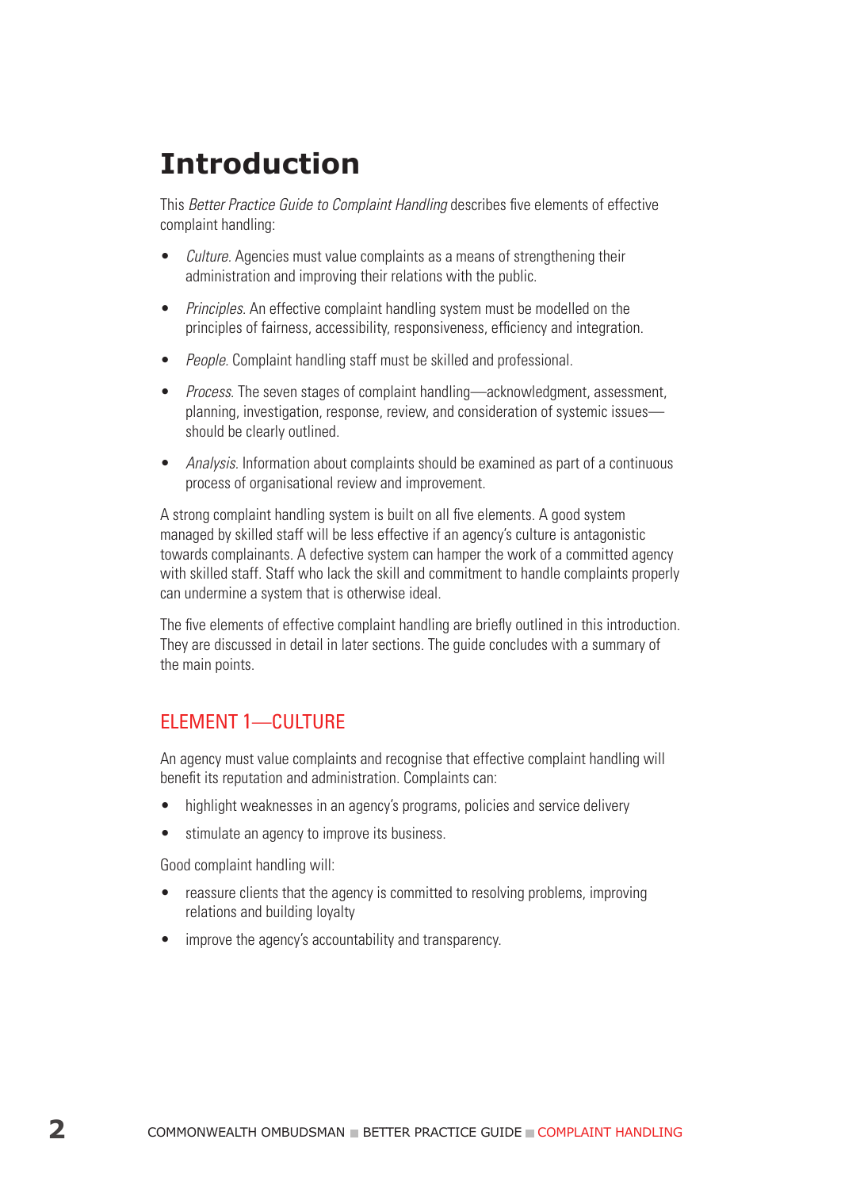# Introduction

This *Better Practice Guide to Complaint Handling* describes five elements of effective complaint handling:

- *Culture.* Agencies must value complaints as a means of strengthening their administration and improving their relations with the public.
- *Principles.* An effective complaint handling system must be modelled on the principles of fairness, accessibility, responsiveness, efficiency and integration.
- *People.* Complaint handling staff must be skilled and professional.
- *Process.* The seven stages of complaint handling—acknowledgment, assessment, planning, investigation, response, review, and consideration of systemic issues—should be clearly outlined.
- *Analysis.* Information about complaints should be examined as part of a continuous process of organisational review and improvement.

A strong complaint handling system is built on all five elements. A good system managed by skilled staff will be less effective if an agency's culture is antagonistic towards complainants. A defective system can hamper the work of a committed agency with skilled staff. Staff who lack the skill and commitment to handle complaints properly can undermine a system that is otherwise ideal.

The five elements of effective complaint handling are briefly outlined in this introduction. They are discussed in detail in later sections. The guide concludes with a summary of the main points.

## ELEMENT 1—CULTURE

An agency must value complaints and recognise that effective complaint handling will benefit its reputation and administration. Complaints can:

- highlight weaknesses in an agency's programs, policies and service delivery
- stimulate an agency to improve its business.

Good complaint handling will:

- reassure clients that the agency is committed to resolving problems, improving relations and building loyalty
- improve the agency's accountability and transparency.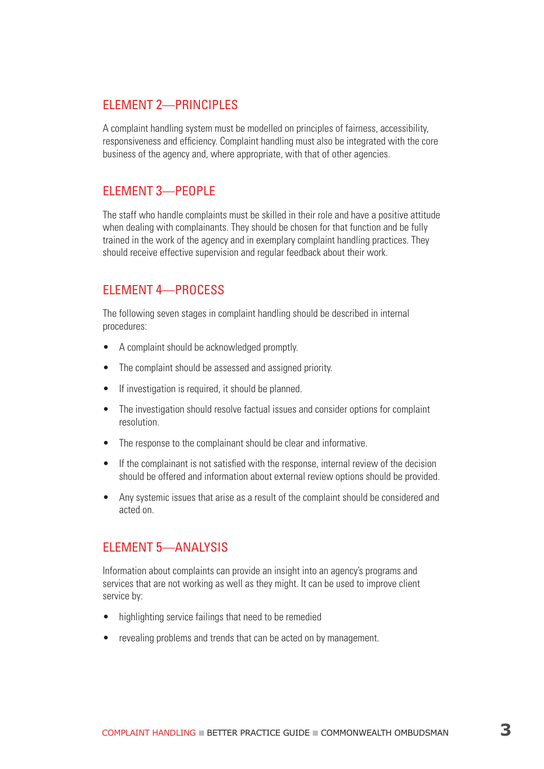## ELEMENT 2—PRINCIPLES

A complaint handling system must be modelled on principles of fairness, accessibility, responsiveness and efficiency. Complaint handling must also be integrated with the core business of the agency and, where appropriate, with that of other agencies.

## ELEMENT 3—PEOPLE

The staff who handle complaints must be skilled in their role and have a positive attitude when dealing with complainants. They should be chosen for that function and be fully trained in the work of the agency and in exemplary complaint handling practices. They should receive effective supervision and regular feedback about their work.

## ELEMENT 4—PROCESS

The following seven stages in complaint handling should be described in internal procedures:

- A complaint should be acknowledged promptly.
- The complaint should be assessed and assigned priority.
- If investigation is required, it should be planned.
- The investigation should resolve factual issues and consider options for complaint resolution.
- The response to the complainant should be clear and informative.
- If the complainant is not satisfied with the response, internal review of the decision should be offered and information about external review options should be provided.
- Any systemic issues that arise as a result of the complaint should be considered and acted on.

## ELEMENT 5—ANALYSIS

Information about complaints can provide an insight into an agency's programs and services that are not working as well as they might. It can be used to improve client service by:

- highlighting service failings that need to be remedied
- revealing problems and trends that can be acted on by management.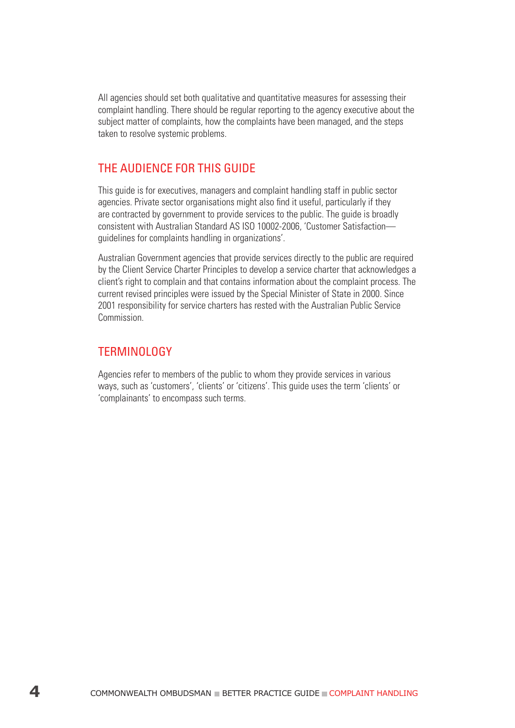All agencies should set both qualitative and quantitative measures for assessing their complaint handling. There should be regular reporting to the agency executive about the subject matter of complaints, how the complaints have been managed, and the steps taken to resolve systemic problems.

## THE AUDIENCE FOR THIS GUIDE

This guide is for executives, managers and complaint handling staff in public sector agencies. Private sector organisations might also find it useful, particularly if they are contracted by government to provide services to the public. The guide is broadly consistent with Australian Standard AS ISO 10002-2006, 'Customer Satisfaction—guidelines for complaints handling in organizations'.

Australian Government agencies that provide services directly to the public are required by the Client Service Charter Principles to develop a service charter that acknowledges a client's right to complain and that contains information about the complaint process. The current revised principles were issued by the Special Minister of State in 2000. Since 2001 responsibility for service charters has rested with the Australian Public Service Commission.

## TERMINOLOGY

Agencies refer to members of the public to whom they provide services in various ways, such as 'customers', 'clients' or 'citizens'. This guide uses the term 'clients' or 'complainants' to encompass such terms.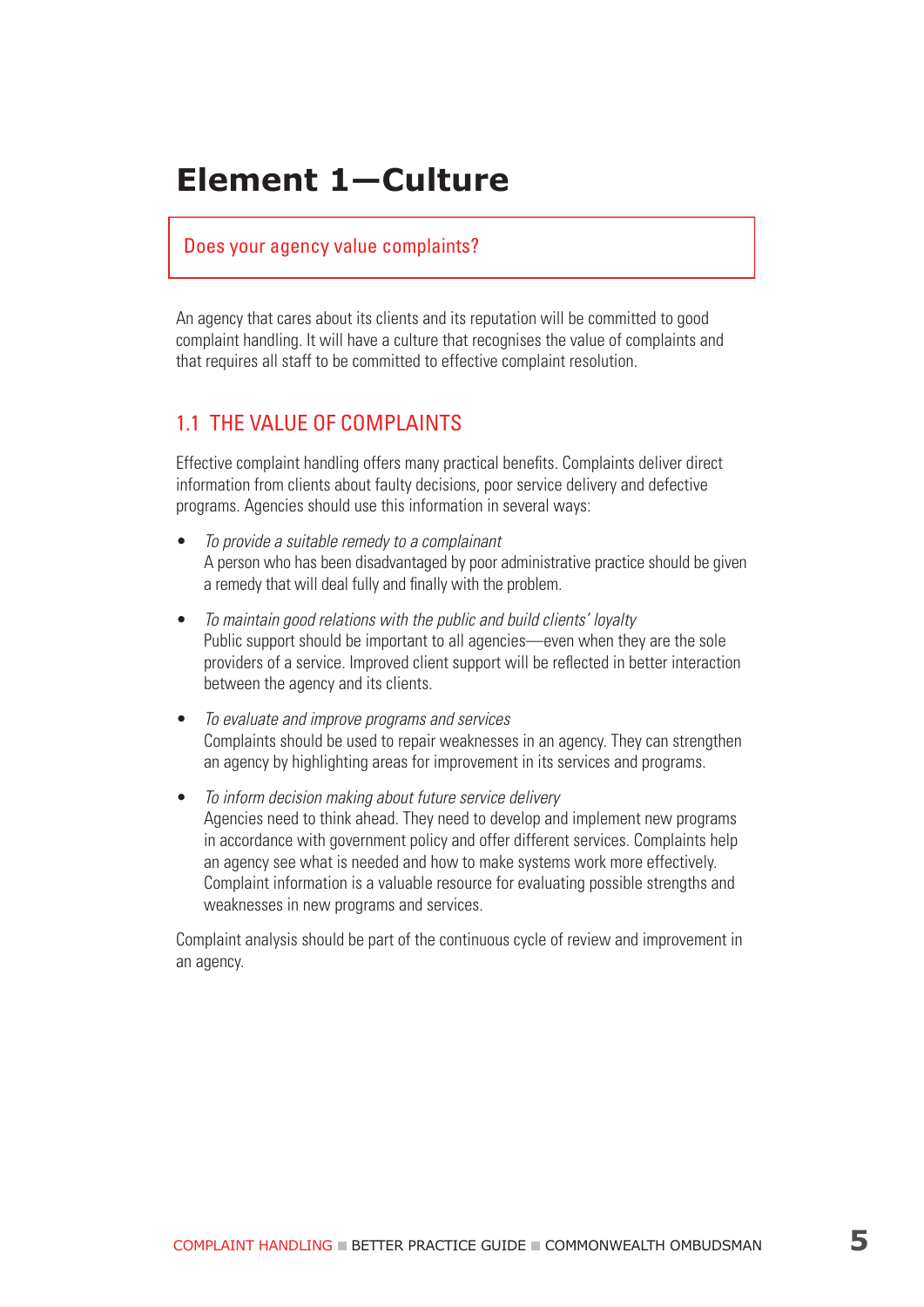# Element 1—Culture

Does your agency value complaints?

An agency that cares about its clients and its reputation will be committed to good complaint handling. It will have a culture that recognises the value of complaints and that requires all staff to be committed to effective complaint resolution.

## 1.1 THE VALUE OF COMPLAINTS

Effective complaint handling offers many practical benefits. Complaints deliver direct information from clients about faulty decisions, poor service delivery and defective programs. Agencies should use this information in several ways:

- *To provide a suitable remedy to a complainant*
  A person who has been disadvantaged by poor administrative practice should be given a remedy that will deal fully and finally with the problem.
- *To maintain good relations with the public and build clients' loyalty*
  Public support should be important to all agencies—even when they are the sole providers of a service. Improved client support will be reflected in better interaction between the agency and its clients.
- *To evaluate and improve programs and services*
  Complaints should be used to repair weaknesses in an agency. They can strengthen an agency by highlighting areas for improvement in its services and programs.
- *To inform decision making about future service delivery*
  Agencies need to think ahead. They need to develop and implement new programs in accordance with government policy and offer different services. Complaints help an agency see what is needed and how to make systems work more effectively. Complaint information is a valuable resource for evaluating possible strengths and weaknesses in new programs and services.

Complaint analysis should be part of the continuous cycle of review and improvement in an agency.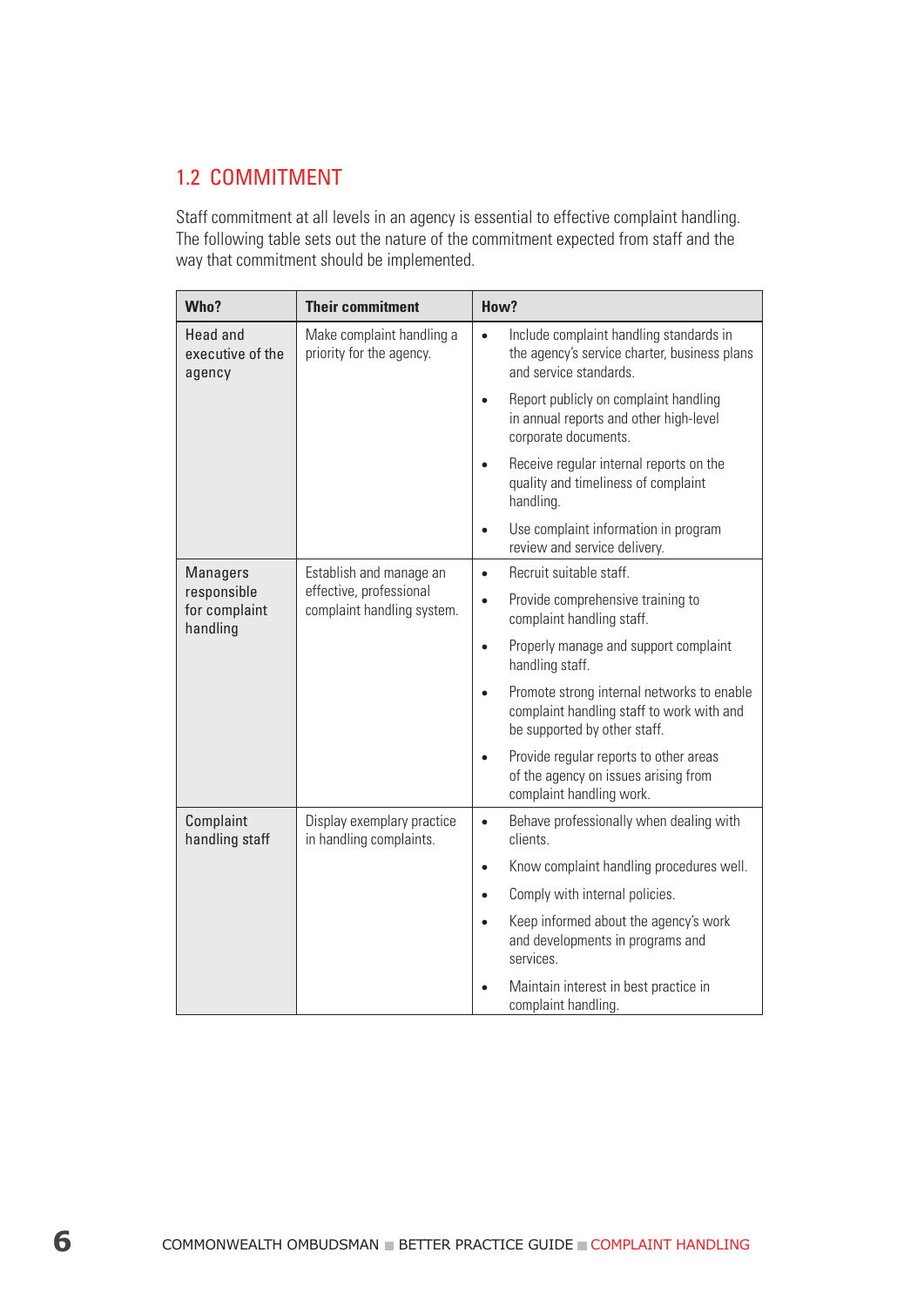## 1.2 COMMITMENT

Staff commitment at all levels in an agency is essential to effective complaint handling. The following table sets out the nature of the commitment expected from staff and the way that commitment should be implemented.

| Who? | Their commitment | How? |
|---|---|---|
| Head and executive of the agency | Make complaint handling a priority for the agency. | • Include complaint handling standards in the agency's service charter, business plans and service standards.<br>• Report publicly on complaint handling in annual reports and other high-level corporate documents.<br>• Receive regular internal reports on the quality and timeliness of complaint handling.<br>• Use complaint information in program review and service delivery. |
| Managers responsible for complaint handling | Establish and manage an effective, professional complaint handling system. | • Recruit suitable staff.<br>• Provide comprehensive training to complaint handling staff.<br>• Properly manage and support complaint handling staff.<br>• Promote strong internal networks to enable complaint handling staff to work with and be supported by other staff.<br>• Provide regular reports to other areas of the agency on issues arising from complaint handling work. |
| Complaint handling staff | Display exemplary practice in handling complaints. | • Behave professionally when dealing with clients.<br>• Know complaint handling procedures well.<br>• Comply with internal policies.<br>• Keep informed about the agency's work and developments in programs and services.<br>• Maintain interest in best practice in complaint handling. |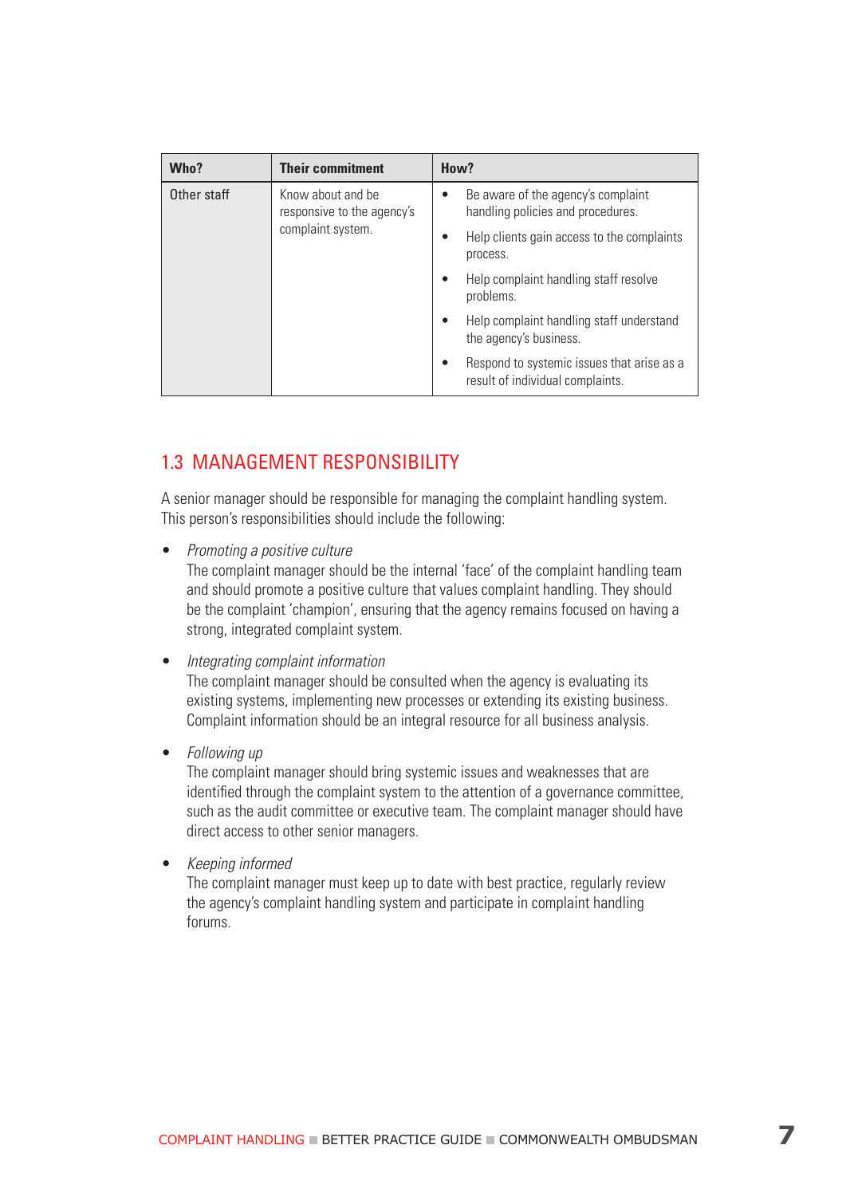| Who? | Their commitment | How? |
|---|---|---|
| Other staff | Know about and be responsive to the agency's complaint system. | • Be aware of the agency's complaint handling policies and procedures.<br>• Help clients gain access to the complaints process.<br>• Help complaint handling staff resolve problems.<br>• Help complaint handling staff understand the agency's business.<br>• Respond to systemic issues that arise as a result of individual complaints. |

## 1.3 MANAGEMENT RESPONSIBILITY

A senior manager should be responsible for managing the complaint handling system. This person's responsibilities should include the following:

- *Promoting a positive culture*
  The complaint manager should be the internal 'face' of the complaint handling team and should promote a positive culture that values complaint handling. They should be the complaint 'champion', ensuring that the agency remains focused on having a strong, integrated complaint system.

- *Integrating complaint information*
  The complaint manager should be consulted when the agency is evaluating its existing systems, implementing new processes or extending its existing business. Complaint information should be an integral resource for all business analysis.

- *Following up*
  The complaint manager should bring systemic issues and weaknesses that are identified through the complaint system to the attention of a governance committee, such as the audit committee or executive team. The complaint manager should have direct access to other senior managers.

- *Keeping informed*
  The complaint manager must keep up to date with best practice, regularly review the agency's complaint handling system and participate in complaint handling forums.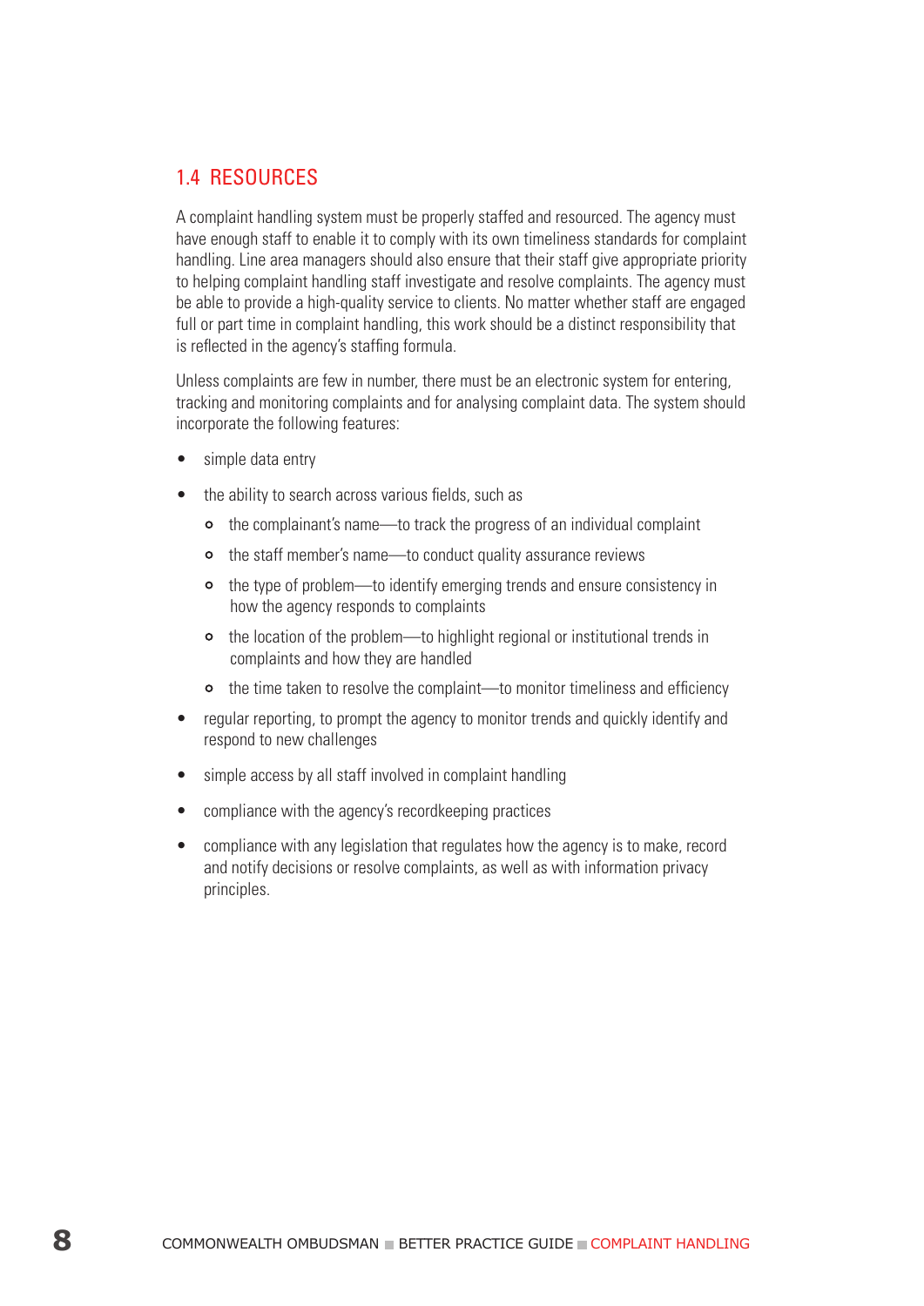## 1.4 RESOURCES

A complaint handling system must be properly staffed and resourced. The agency must have enough staff to enable it to comply with its own timeliness standards for complaint handling. Line area managers should also ensure that their staff give appropriate priority to helping complaint handling staff investigate and resolve complaints. The agency must be able to provide a high-quality service to clients. No matter whether staff are engaged full or part time in complaint handling, this work should be a distinct responsibility that is reflected in the agency's staffing formula.

Unless complaints are few in number, there must be an electronic system for entering, tracking and monitoring complaints and for analysing complaint data. The system should incorporate the following features:

- simple data entry
- the ability to search across various fields, such as
  - the complainant's name—to track the progress of an individual complaint
  - the staff member's name—to conduct quality assurance reviews
  - the type of problem—to identify emerging trends and ensure consistency in how the agency responds to complaints
  - the location of the problem—to highlight regional or institutional trends in complaints and how they are handled
  - the time taken to resolve the complaint—to monitor timeliness and efficiency
- regular reporting, to prompt the agency to monitor trends and quickly identify and respond to new challenges
- simple access by all staff involved in complaint handling
- compliance with the agency's recordkeeping practices
- compliance with any legislation that regulates how the agency is to make, record and notify decisions or resolve complaints, as well as with information privacy principles.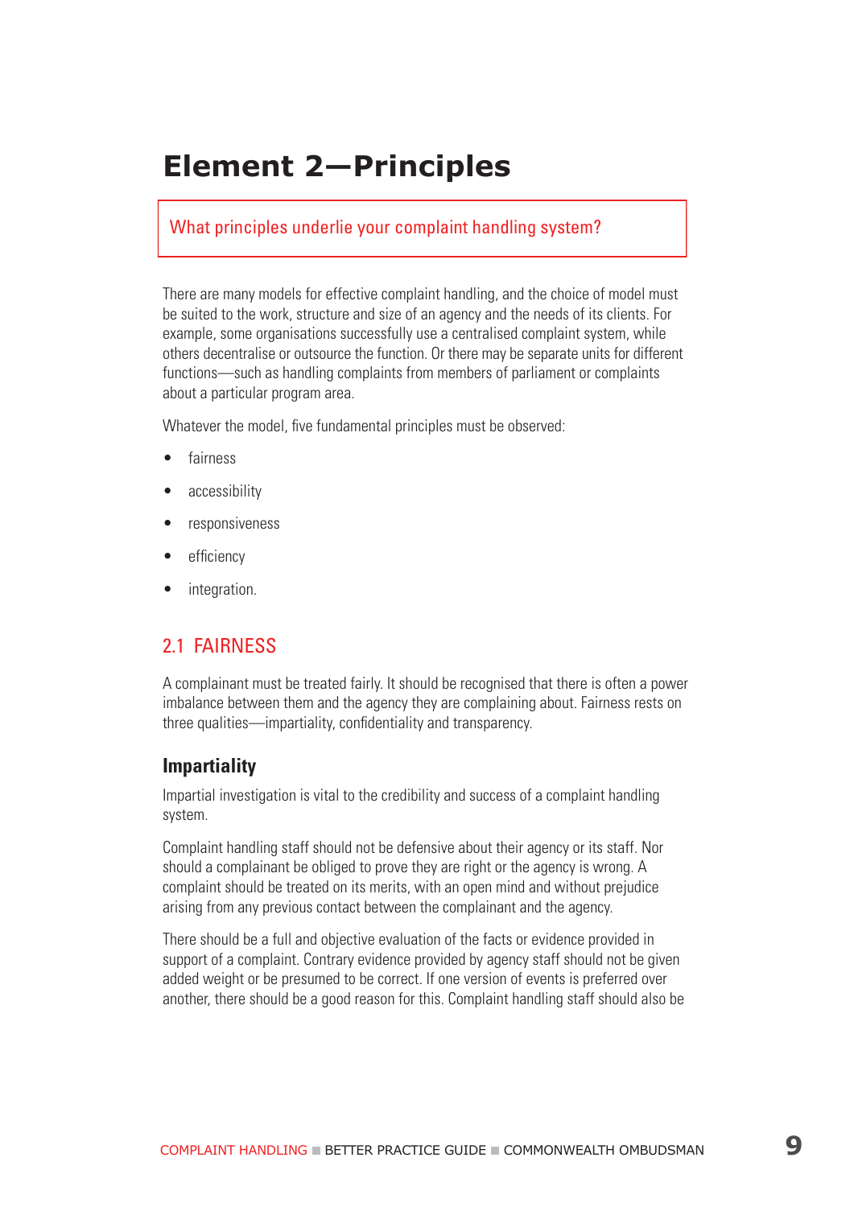# Element 2—Principles

What principles underlie your complaint handling system?

There are many models for effective complaint handling, and the choice of model must be suited to the work, structure and size of an agency and the needs of its clients. For example, some organisations successfully use a centralised complaint system, while others decentralise or outsource the function. Or there may be separate units for different functions—such as handling complaints from members of parliament or complaints about a particular program area.

Whatever the model, five fundamental principles must be observed:

- fairness
- accessibility
- responsiveness
- efficiency
- integration.

## 2.1 FAIRNESS

A complainant must be treated fairly. It should be recognised that there is often a power imbalance between them and the agency they are complaining about. Fairness rests on three qualities—impartiality, confidentiality and transparency.

### Impartiality

Impartial investigation is vital to the credibility and success of a complaint handling system.

Complaint handling staff should not be defensive about their agency or its staff. Nor should a complainant be obliged to prove they are right or the agency is wrong. A complaint should be treated on its merits, with an open mind and without prejudice arising from any previous contact between the complainant and the agency.

There should be a full and objective evaluation of the facts or evidence provided in support of a complaint. Contrary evidence provided by agency staff should not be given added weight or be presumed to be correct. If one version of events is preferred over another, there should be a good reason for this. Complaint handling staff should also be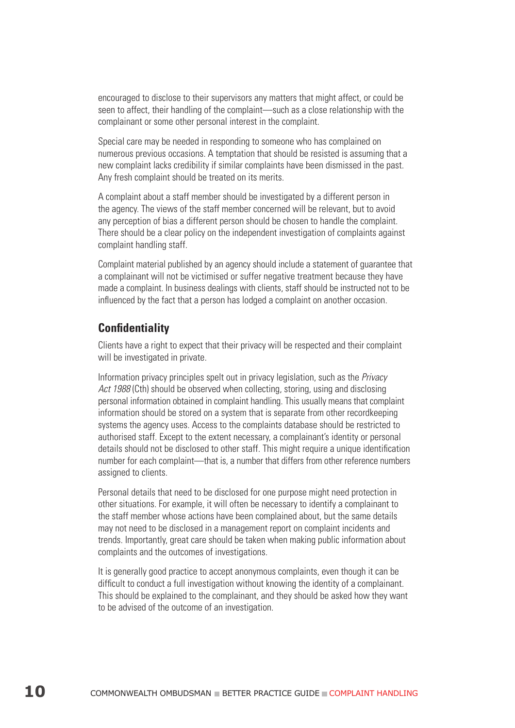encouraged to disclose to their supervisors any matters that might affect, or could be seen to affect, their handling of the complaint—such as a close relationship with the complainant or some other personal interest in the complaint.

Special care may be needed in responding to someone who has complained on numerous previous occasions. A temptation that should be resisted is assuming that a new complaint lacks credibility if similar complaints have been dismissed in the past. Any fresh complaint should be treated on its merits.

A complaint about a staff member should be investigated by a different person in the agency. The views of the staff member concerned will be relevant, but to avoid any perception of bias a different person should be chosen to handle the complaint. There should be a clear policy on the independent investigation of complaints against complaint handling staff.

Complaint material published by an agency should include a statement of guarantee that a complainant will not be victimised or suffer negative treatment because they have made a complaint. In business dealings with clients, staff should be instructed not to be influenced by the fact that a person has lodged a complaint on another occasion.

## Confidentiality

Clients have a right to expect that their privacy will be respected and their complaint will be investigated in private.

Information privacy principles spelt out in privacy legislation, such as the *Privacy Act 1988* (Cth) should be observed when collecting, storing, using and disclosing personal information obtained in complaint handling. This usually means that complaint information should be stored on a system that is separate from other recordkeeping systems the agency uses. Access to the complaints database should be restricted to authorised staff. Except to the extent necessary, a complainant's identity or personal details should not be disclosed to other staff. This might require a unique identification number for each complaint—that is, a number that differs from other reference numbers assigned to clients.

Personal details that need to be disclosed for one purpose might need protection in other situations. For example, it will often be necessary to identify a complainant to the staff member whose actions have been complained about, but the same details may not need to be disclosed in a management report on complaint incidents and trends. Importantly, great care should be taken when making public information about complaints and the outcomes of investigations.

It is generally good practice to accept anonymous complaints, even though it can be difficult to conduct a full investigation without knowing the identity of a complainant. This should be explained to the complainant, and they should be asked how they want to be advised of the outcome of an investigation.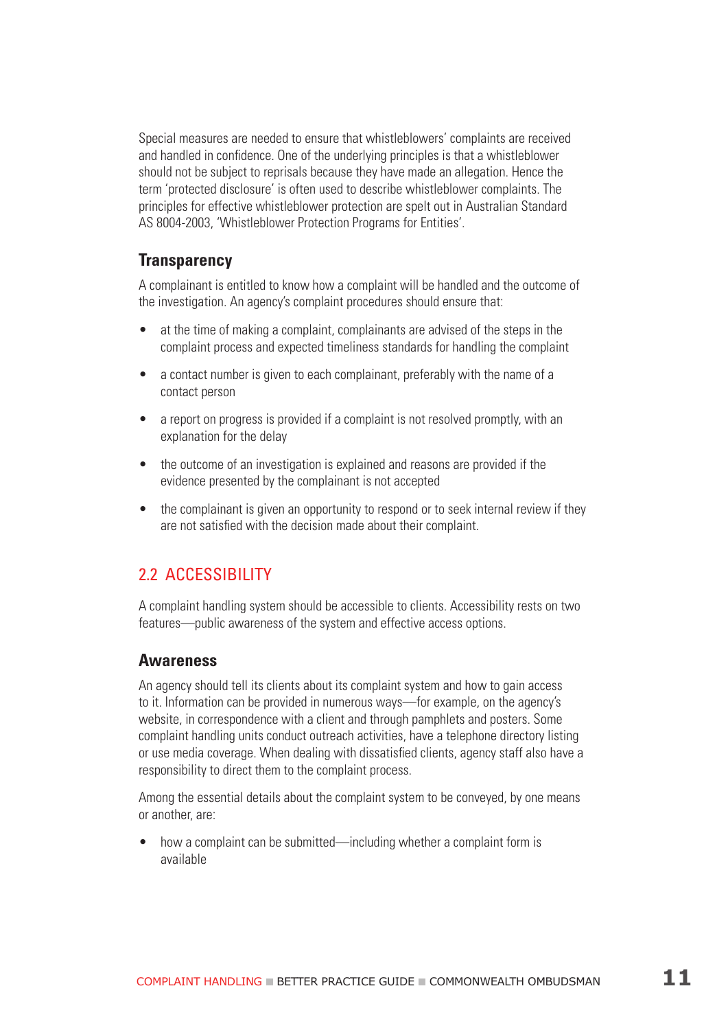Special measures are needed to ensure that whistleblowers' complaints are received and handled in confidence. One of the underlying principles is that a whistleblower should not be subject to reprisals because they have made an allegation. Hence the term 'protected disclosure' is often used to describe whistleblower complaints. The principles for effective whistleblower protection are spelt out in Australian Standard AS 8004-2003, 'Whistleblower Protection Programs for Entities'.

### Transparency

A complainant is entitled to know how a complaint will be handled and the outcome of the investigation. An agency's complaint procedures should ensure that:

- at the time of making a complaint, complainants are advised of the steps in the complaint process and expected timeliness standards for handling the complaint
- a contact number is given to each complainant, preferably with the name of a contact person
- a report on progress is provided if a complaint is not resolved promptly, with an explanation for the delay
- the outcome of an investigation is explained and reasons are provided if the evidence presented by the complainant is not accepted
- the complainant is given an opportunity to respond or to seek internal review if they are not satisfied with the decision made about their complaint.

## 2.2 ACCESSIBILITY

A complaint handling system should be accessible to clients. Accessibility rests on two features—public awareness of the system and effective access options.

### Awareness

An agency should tell its clients about its complaint system and how to gain access to it. Information can be provided in numerous ways—for example, on the agency's website, in correspondence with a client and through pamphlets and posters. Some complaint handling units conduct outreach activities, have a telephone directory listing or use media coverage. When dealing with dissatisfied clients, agency staff also have a responsibility to direct them to the complaint process.

Among the essential details about the complaint system to be conveyed, by one means or another, are:

- how a complaint can be submitted—including whether a complaint form is available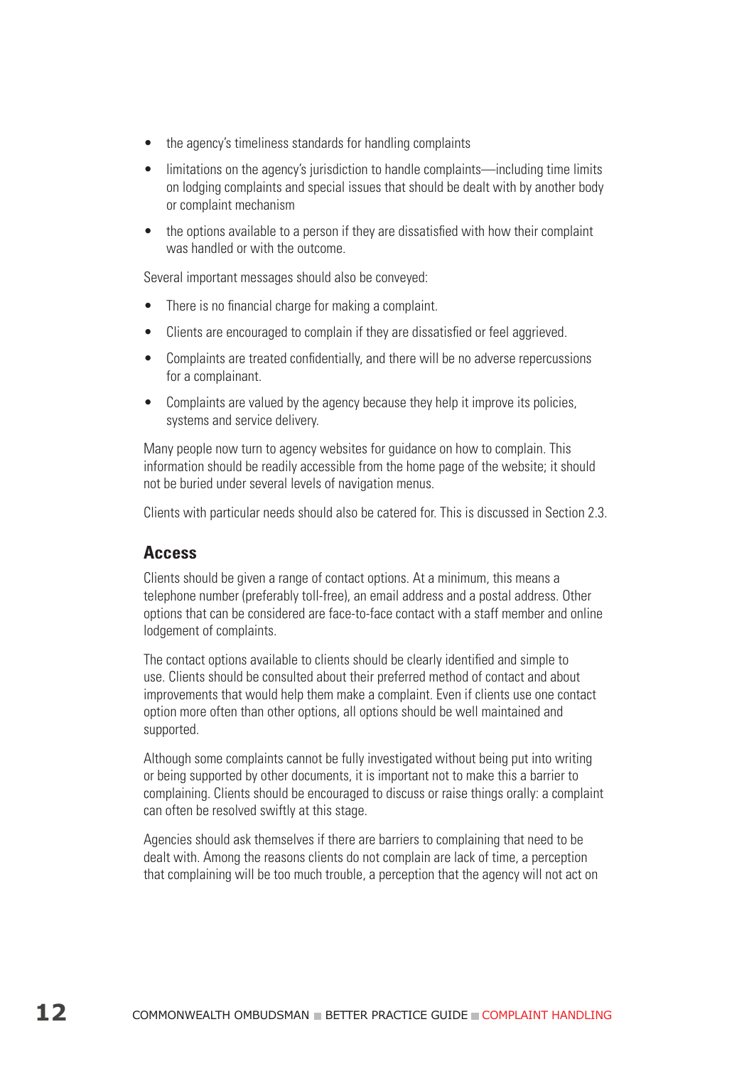- the agency's timeliness standards for handling complaints
- limitations on the agency's jurisdiction to handle complaints—including time limits on lodging complaints and special issues that should be dealt with by another body or complaint mechanism
- the options available to a person if they are dissatisfied with how their complaint was handled or with the outcome.

Several important messages should also be conveyed:

- There is no financial charge for making a complaint.
- Clients are encouraged to complain if they are dissatisfied or feel aggrieved.
- Complaints are treated confidentially, and there will be no adverse repercussions for a complainant.
- Complaints are valued by the agency because they help it improve its policies, systems and service delivery.

Many people now turn to agency websites for guidance on how to complain. This information should be readily accessible from the home page of the website; it should not be buried under several levels of navigation menus.

Clients with particular needs should also be catered for. This is discussed in Section 2.3.

## Access

Clients should be given a range of contact options. At a minimum, this means a telephone number (preferably toll-free), an email address and a postal address. Other options that can be considered are face-to-face contact with a staff member and online lodgement of complaints.

The contact options available to clients should be clearly identified and simple to use. Clients should be consulted about their preferred method of contact and about improvements that would help them make a complaint. Even if clients use one contact option more often than other options, all options should be well maintained and supported.

Although some complaints cannot be fully investigated without being put into writing or being supported by other documents, it is important not to make this a barrier to complaining. Clients should be encouraged to discuss or raise things orally: a complaint can often be resolved swiftly at this stage.

Agencies should ask themselves if there are barriers to complaining that need to be dealt with. Among the reasons clients do not complain are lack of time, a perception that complaining will be too much trouble, a perception that the agency will not act on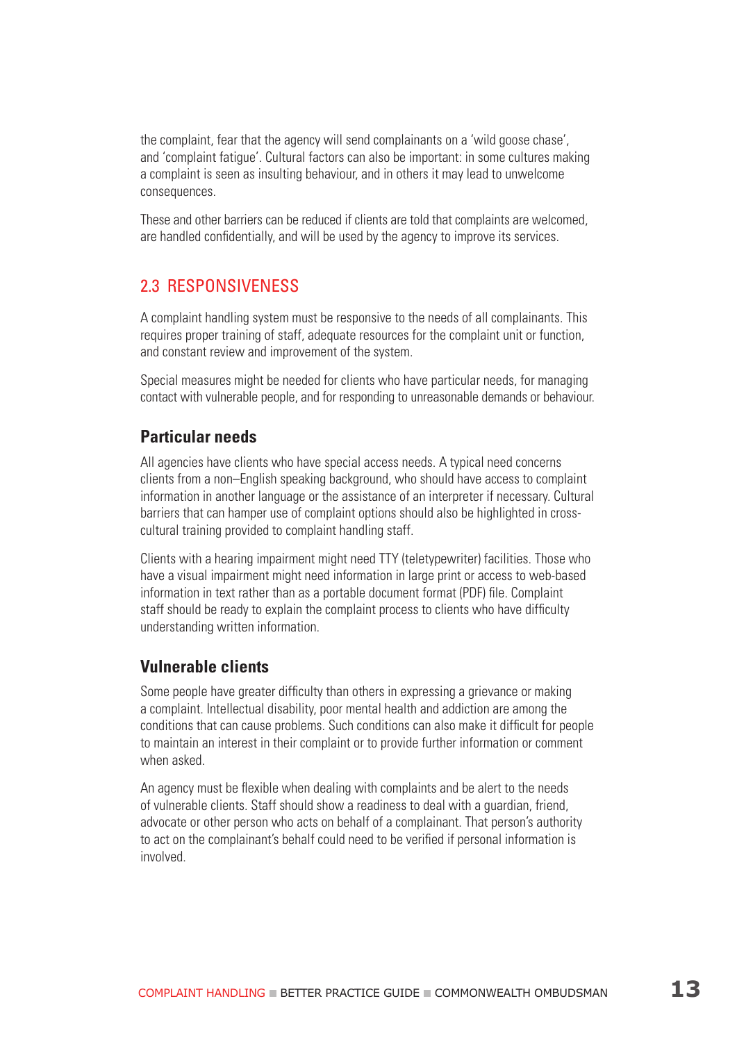the complaint, fear that the agency will send complainants on a 'wild goose chase', and 'complaint fatigue'. Cultural factors can also be important: in some cultures making a complaint is seen as insulting behaviour, and in others it may lead to unwelcome consequences.

These and other barriers can be reduced if clients are told that complaints are welcomed, are handled confidentially, and will be used by the agency to improve its services.

## 2.3 RESPONSIVENESS

A complaint handling system must be responsive to the needs of all complainants. This requires proper training of staff, adequate resources for the complaint unit or function, and constant review and improvement of the system.

Special measures might be needed for clients who have particular needs, for managing contact with vulnerable people, and for responding to unreasonable demands or behaviour.

### Particular needs

All agencies have clients who have special access needs. A typical need concerns clients from a non–English speaking background, who should have access to complaint information in another language or the assistance of an interpreter if necessary. Cultural barriers that can hamper use of complaint options should also be highlighted in cross-cultural training provided to complaint handling staff.

Clients with a hearing impairment might need TTY (teletypewriter) facilities. Those who have a visual impairment might need information in large print or access to web-based information in text rather than as a portable document format (PDF) file. Complaint staff should be ready to explain the complaint process to clients who have difficulty understanding written information.

### Vulnerable clients

Some people have greater difficulty than others in expressing a grievance or making a complaint. Intellectual disability, poor mental health and addiction are among the conditions that can cause problems. Such conditions can also make it difficult for people to maintain an interest in their complaint or to provide further information or comment when asked.

An agency must be flexible when dealing with complaints and be alert to the needs of vulnerable clients. Staff should show a readiness to deal with a guardian, friend, advocate or other person who acts on behalf of a complainant. That person's authority to act on the complainant's behalf could need to be verified if personal information is involved.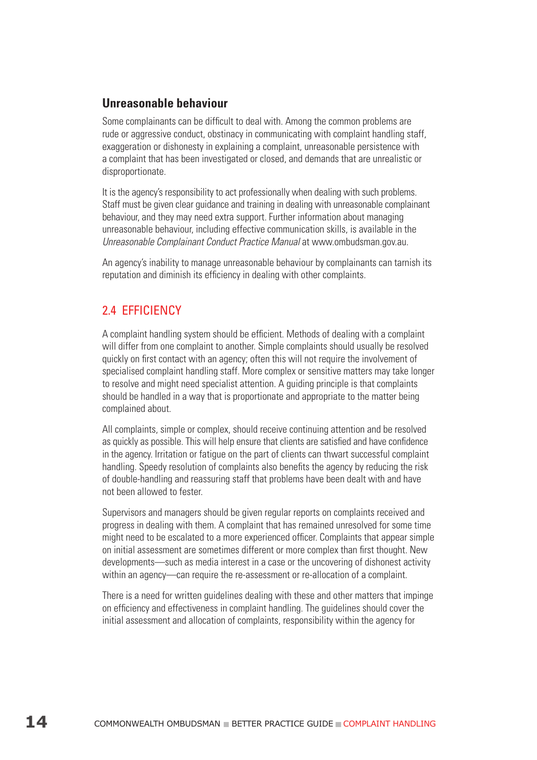### Unreasonable behaviour

Some complainants can be difficult to deal with. Among the common problems are rude or aggressive conduct, obstinacy in communicating with complaint handling staff, exaggeration or dishonesty in explaining a complaint, unreasonable persistence with a complaint that has been investigated or closed, and demands that are unrealistic or disproportionate.

It is the agency's responsibility to act professionally when dealing with such problems. Staff must be given clear guidance and training in dealing with unreasonable complainant behaviour, and they may need extra support. Further information about managing unreasonable behaviour, including effective communication skills, is available in the *Unreasonable Complainant Conduct Practice Manual* at www.ombudsman.gov.au.

An agency's inability to manage unreasonable behaviour by complainants can tarnish its reputation and diminish its efficiency in dealing with other complaints.

## 2.4 EFFICIENCY

A complaint handling system should be efficient. Methods of dealing with a complaint will differ from one complaint to another. Simple complaints should usually be resolved quickly on first contact with an agency; often this will not require the involvement of specialised complaint handling staff. More complex or sensitive matters may take longer to resolve and might need specialist attention. A guiding principle is that complaints should be handled in a way that is proportionate and appropriate to the matter being complained about.

All complaints, simple or complex, should receive continuing attention and be resolved as quickly as possible. This will help ensure that clients are satisfied and have confidence in the agency. Irritation or fatigue on the part of clients can thwart successful complaint handling. Speedy resolution of complaints also benefits the agency by reducing the risk of double-handling and reassuring staff that problems have been dealt with and have not been allowed to fester.

Supervisors and managers should be given regular reports on complaints received and progress in dealing with them. A complaint that has remained unresolved for some time might need to be escalated to a more experienced officer. Complaints that appear simple on initial assessment are sometimes different or more complex than first thought. New developments—such as media interest in a case or the uncovering of dishonest activity within an agency—can require the re-assessment or re-allocation of a complaint.

There is a need for written guidelines dealing with these and other matters that impinge on efficiency and effectiveness in complaint handling. The guidelines should cover the initial assessment and allocation of complaints, responsibility within the agency for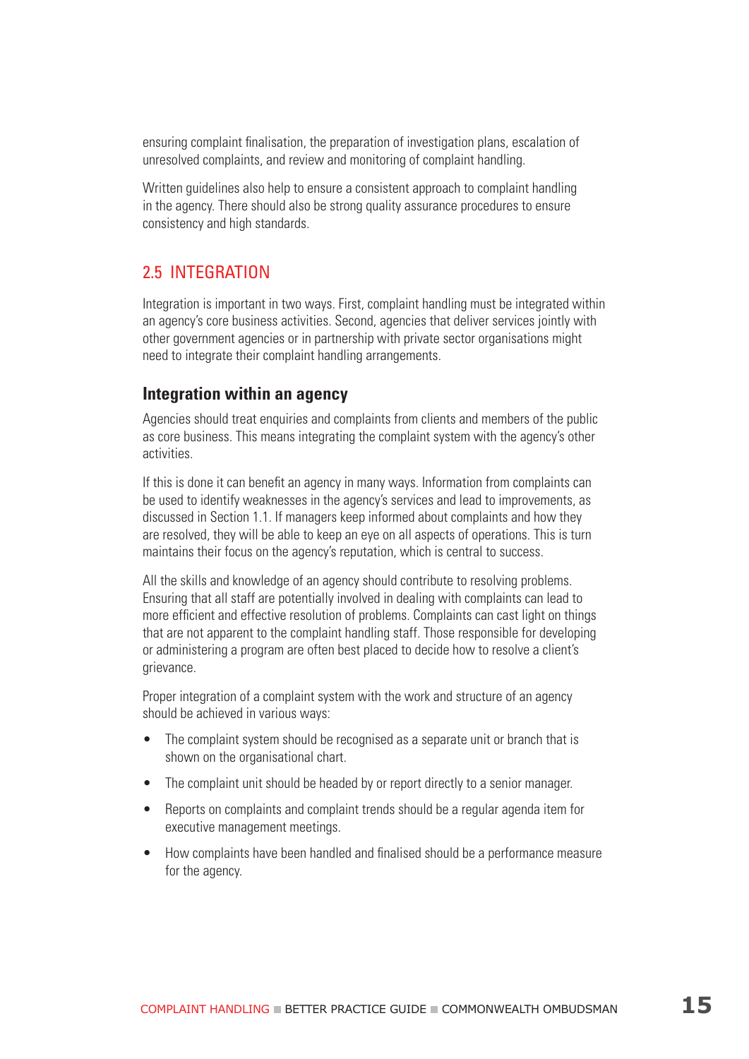ensuring complaint finalisation, the preparation of investigation plans, escalation of unresolved complaints, and review and monitoring of complaint handling.

Written guidelines also help to ensure a consistent approach to complaint handling in the agency. There should also be strong quality assurance procedures to ensure consistency and high standards.

## 2.5 INTEGRATION

Integration is important in two ways. First, complaint handling must be integrated within an agency's core business activities. Second, agencies that deliver services jointly with other government agencies or in partnership with private sector organisations might need to integrate their complaint handling arrangements.

### Integration within an agency

Agencies should treat enquiries and complaints from clients and members of the public as core business. This means integrating the complaint system with the agency's other activities.

If this is done it can benefit an agency in many ways. Information from complaints can be used to identify weaknesses in the agency's services and lead to improvements, as discussed in Section 1.1. If managers keep informed about complaints and how they are resolved, they will be able to keep an eye on all aspects of operations. This is turn maintains their focus on the agency's reputation, which is central to success.

All the skills and knowledge of an agency should contribute to resolving problems. Ensuring that all staff are potentially involved in dealing with complaints can lead to more efficient and effective resolution of problems. Complaints can cast light on things that are not apparent to the complaint handling staff. Those responsible for developing or administering a program are often best placed to decide how to resolve a client's grievance.

Proper integration of a complaint system with the work and structure of an agency should be achieved in various ways:

- The complaint system should be recognised as a separate unit or branch that is shown on the organisational chart.
- The complaint unit should be headed by or report directly to a senior manager.
- Reports on complaints and complaint trends should be a regular agenda item for executive management meetings.
- How complaints have been handled and finalised should be a performance measure for the agency.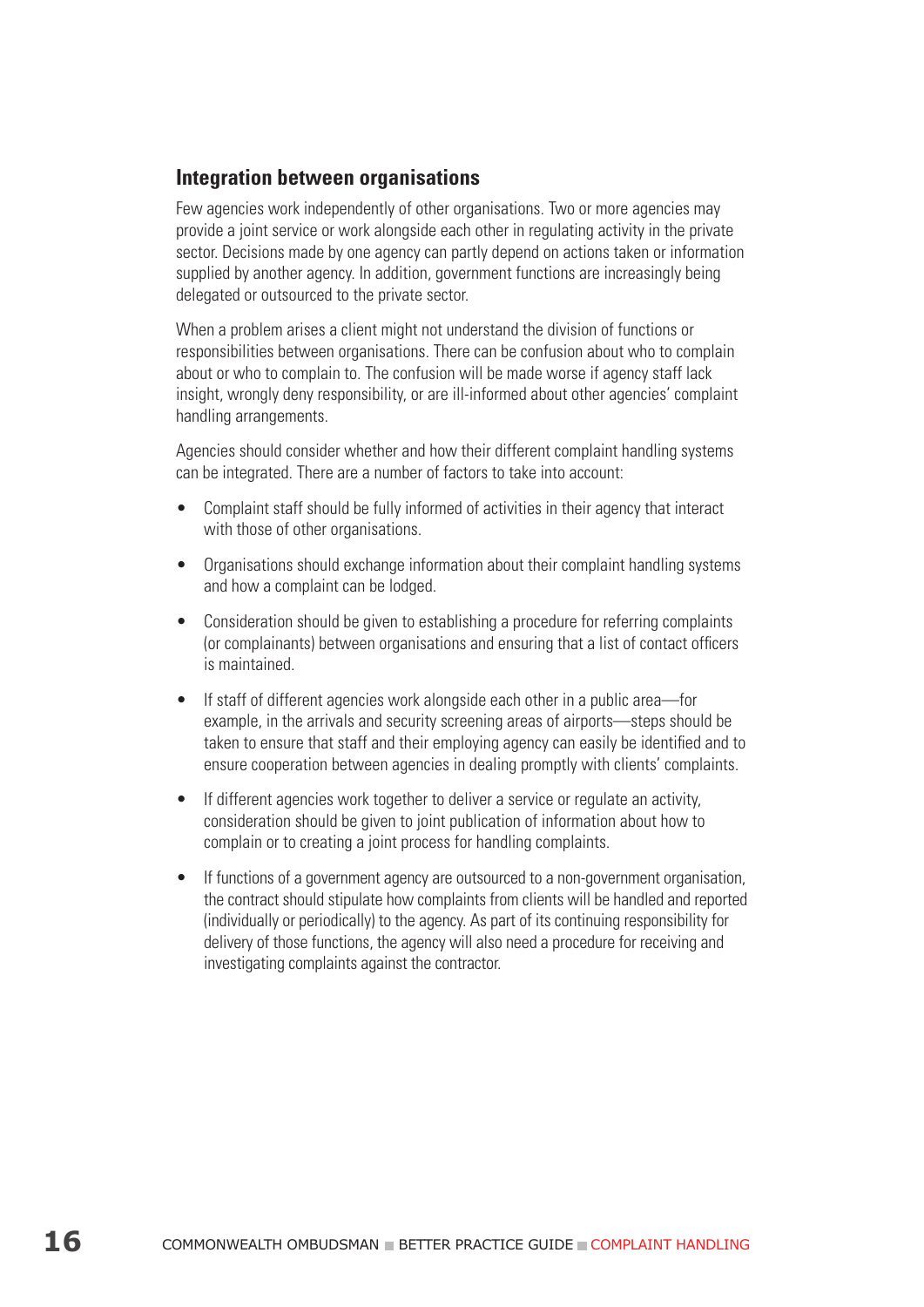## Integration between organisations

Few agencies work independently of other organisations. Two or more agencies may provide a joint service or work alongside each other in regulating activity in the private sector. Decisions made by one agency can partly depend on actions taken or information supplied by another agency. In addition, government functions are increasingly being delegated or outsourced to the private sector.

When a problem arises a client might not understand the division of functions or responsibilities between organisations. There can be confusion about who to complain about or who to complain to. The confusion will be made worse if agency staff lack insight, wrongly deny responsibility, or are ill-informed about other agencies' complaint handling arrangements.

Agencies should consider whether and how their different complaint handling systems can be integrated. There are a number of factors to take into account:

- Complaint staff should be fully informed of activities in their agency that interact with those of other organisations.
- Organisations should exchange information about their complaint handling systems and how a complaint can be lodged.
- Consideration should be given to establishing a procedure for referring complaints (or complainants) between organisations and ensuring that a list of contact officers is maintained.
- If staff of different agencies work alongside each other in a public area—for example, in the arrivals and security screening areas of airports—steps should be taken to ensure that staff and their employing agency can easily be identified and to ensure cooperation between agencies in dealing promptly with clients' complaints.
- If different agencies work together to deliver a service or regulate an activity, consideration should be given to joint publication of information about how to complain or to creating a joint process for handling complaints.
- If functions of a government agency are outsourced to a non-government organisation, the contract should stipulate how complaints from clients will be handled and reported (individually or periodically) to the agency. As part of its continuing responsibility for delivery of those functions, the agency will also need a procedure for receiving and investigating complaints against the contractor.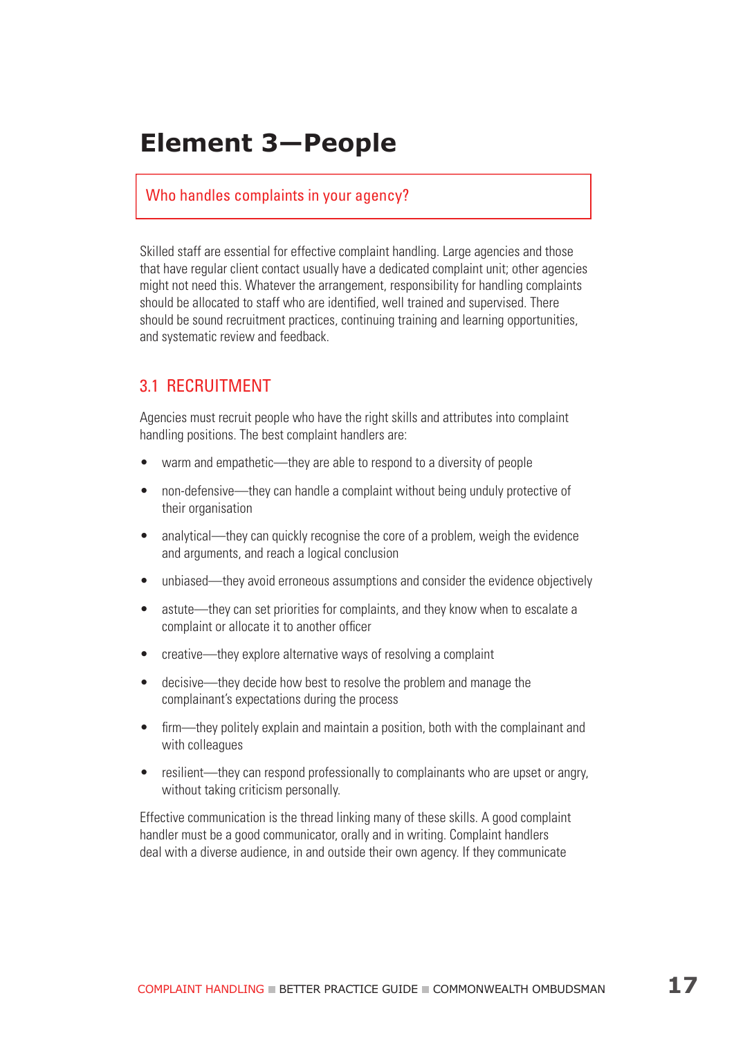# Element 3—People

Who handles complaints in your agency?

Skilled staff are essential for effective complaint handling. Large agencies and those that have regular client contact usually have a dedicated complaint unit; other agencies might not need this. Whatever the arrangement, responsibility for handling complaints should be allocated to staff who are identified, well trained and supervised. There should be sound recruitment practices, continuing training and learning opportunities, and systematic review and feedback.

## 3.1 RECRUITMENT

Agencies must recruit people who have the right skills and attributes into complaint handling positions. The best complaint handlers are:

- warm and empathetic—they are able to respond to a diversity of people
- non-defensive—they can handle a complaint without being unduly protective of their organisation
- analytical—they can quickly recognise the core of a problem, weigh the evidence and arguments, and reach a logical conclusion
- unbiased—they avoid erroneous assumptions and consider the evidence objectively
- astute—they can set priorities for complaints, and they know when to escalate a complaint or allocate it to another officer
- creative—they explore alternative ways of resolving a complaint
- decisive—they decide how best to resolve the problem and manage the complainant's expectations during the process
- firm—they politely explain and maintain a position, both with the complainant and with colleagues
- resilient—they can respond professionally to complainants who are upset or angry, without taking criticism personally.

Effective communication is the thread linking many of these skills. A good complaint handler must be a good communicator, orally and in writing. Complaint handlers deal with a diverse audience, in and outside their own agency. If they communicate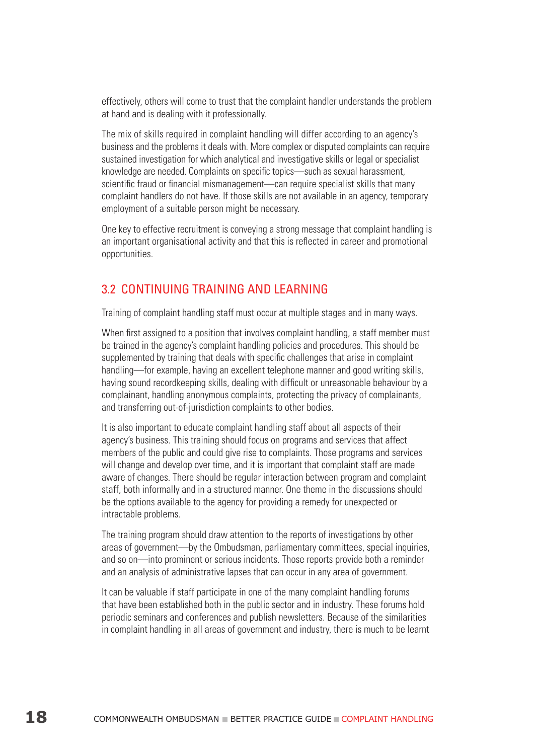effectively, others will come to trust that the complaint handler understands the problem at hand and is dealing with it professionally.

The mix of skills required in complaint handling will differ according to an agency's business and the problems it deals with. More complex or disputed complaints can require sustained investigation for which analytical and investigative skills or legal or specialist knowledge are needed. Complaints on specific topics—such as sexual harassment, scientific fraud or financial mismanagement—can require specialist skills that many complaint handlers do not have. If those skills are not available in an agency, temporary employment of a suitable person might be necessary.

One key to effective recruitment is conveying a strong message that complaint handling is an important organisational activity and that this is reflected in career and promotional opportunities.

## 3.2 CONTINUING TRAINING AND LEARNING

Training of complaint handling staff must occur at multiple stages and in many ways.

When first assigned to a position that involves complaint handling, a staff member must be trained in the agency's complaint handling policies and procedures. This should be supplemented by training that deals with specific challenges that arise in complaint handling—for example, having an excellent telephone manner and good writing skills, having sound recordkeeping skills, dealing with difficult or unreasonable behaviour by a complainant, handling anonymous complaints, protecting the privacy of complainants, and transferring out-of-jurisdiction complaints to other bodies.

It is also important to educate complaint handling staff about all aspects of their agency's business. This training should focus on programs and services that affect members of the public and could give rise to complaints. Those programs and services will change and develop over time, and it is important that complaint staff are made aware of changes. There should be regular interaction between program and complaint staff, both informally and in a structured manner. One theme in the discussions should be the options available to the agency for providing a remedy for unexpected or intractable problems.

The training program should draw attention to the reports of investigations by other areas of government—by the Ombudsman, parliamentary committees, special inquiries, and so on—into prominent or serious incidents. Those reports provide both a reminder and an analysis of administrative lapses that can occur in any area of government.

It can be valuable if staff participate in one of the many complaint handling forums that have been established both in the public sector and in industry. These forums hold periodic seminars and conferences and publish newsletters. Because of the similarities in complaint handling in all areas of government and industry, there is much to be learnt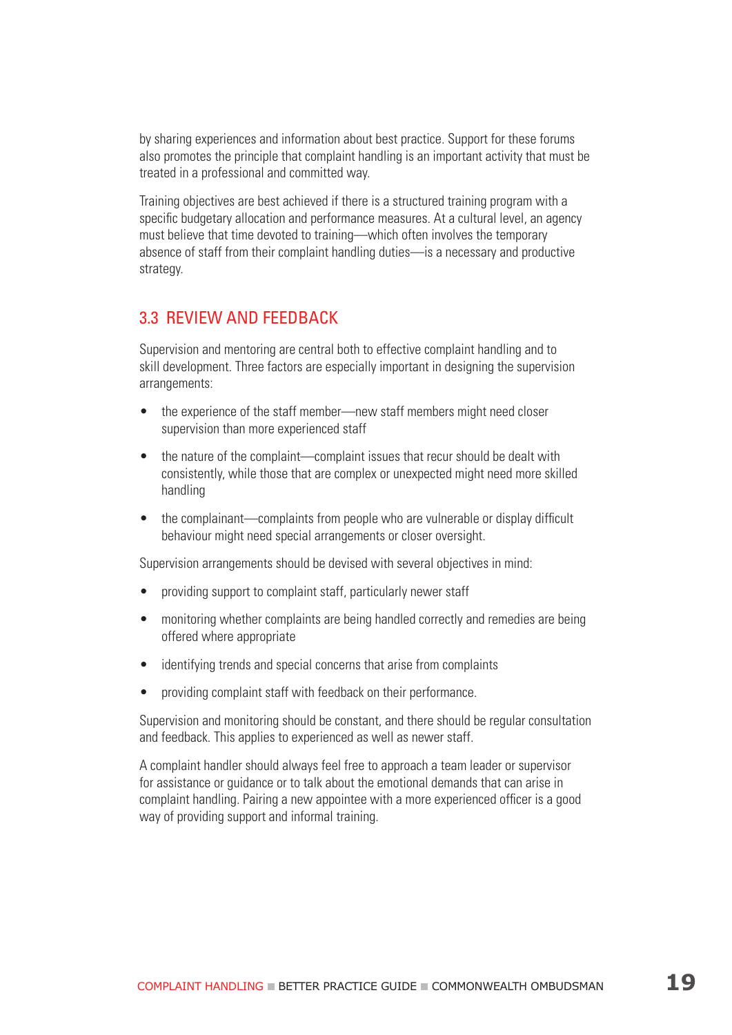by sharing experiences and information about best practice. Support for these forums also promotes the principle that complaint handling is an important activity that must be treated in a professional and committed way.

Training objectives are best achieved if there is a structured training program with a specific budgetary allocation and performance measures. At a cultural level, an agency must believe that time devoted to training—which often involves the temporary absence of staff from their complaint handling duties—is a necessary and productive strategy.

## 3.3 REVIEW AND FEEDBACK

Supervision and mentoring are central both to effective complaint handling and to skill development. Three factors are especially important in designing the supervision arrangements:

- the experience of the staff member—new staff members might need closer supervision than more experienced staff
- the nature of the complaint—complaint issues that recur should be dealt with consistently, while those that are complex or unexpected might need more skilled handling
- the complainant—complaints from people who are vulnerable or display difficult behaviour might need special arrangements or closer oversight.

Supervision arrangements should be devised with several objectives in mind:

- providing support to complaint staff, particularly newer staff
- monitoring whether complaints are being handled correctly and remedies are being offered where appropriate
- identifying trends and special concerns that arise from complaints
- providing complaint staff with feedback on their performance.

Supervision and monitoring should be constant, and there should be regular consultation and feedback. This applies to experienced as well as newer staff.

A complaint handler should always feel free to approach a team leader or supervisor for assistance or guidance or to talk about the emotional demands that can arise in complaint handling. Pairing a new appointee with a more experienced officer is a good way of providing support and informal training.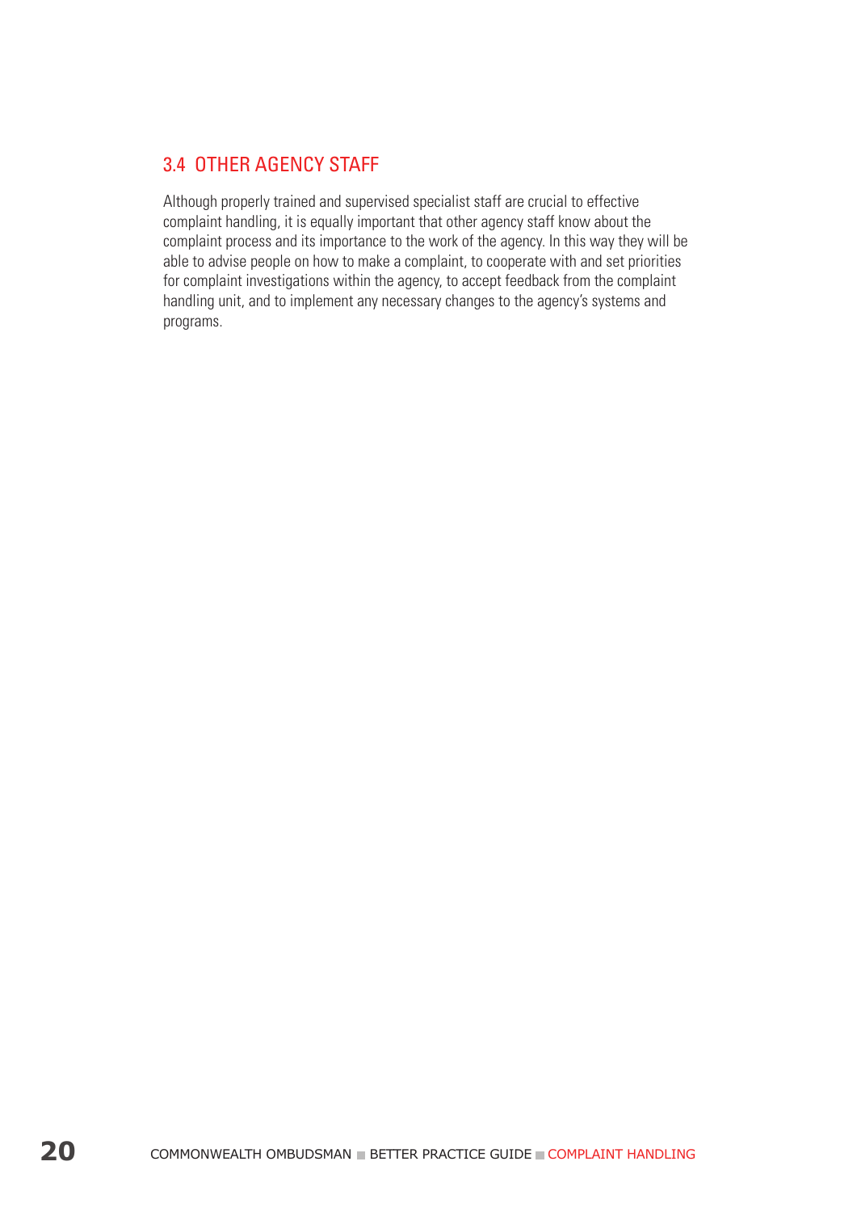## 3.4 OTHER AGENCY STAFF

Although properly trained and supervised specialist staff are crucial to effective complaint handling, it is equally important that other agency staff know about the complaint process and its importance to the work of the agency. In this way they will be able to advise people on how to make a complaint, to cooperate with and set priorities for complaint investigations within the agency, to accept feedback from the complaint handling unit, and to implement any necessary changes to the agency's systems and programs.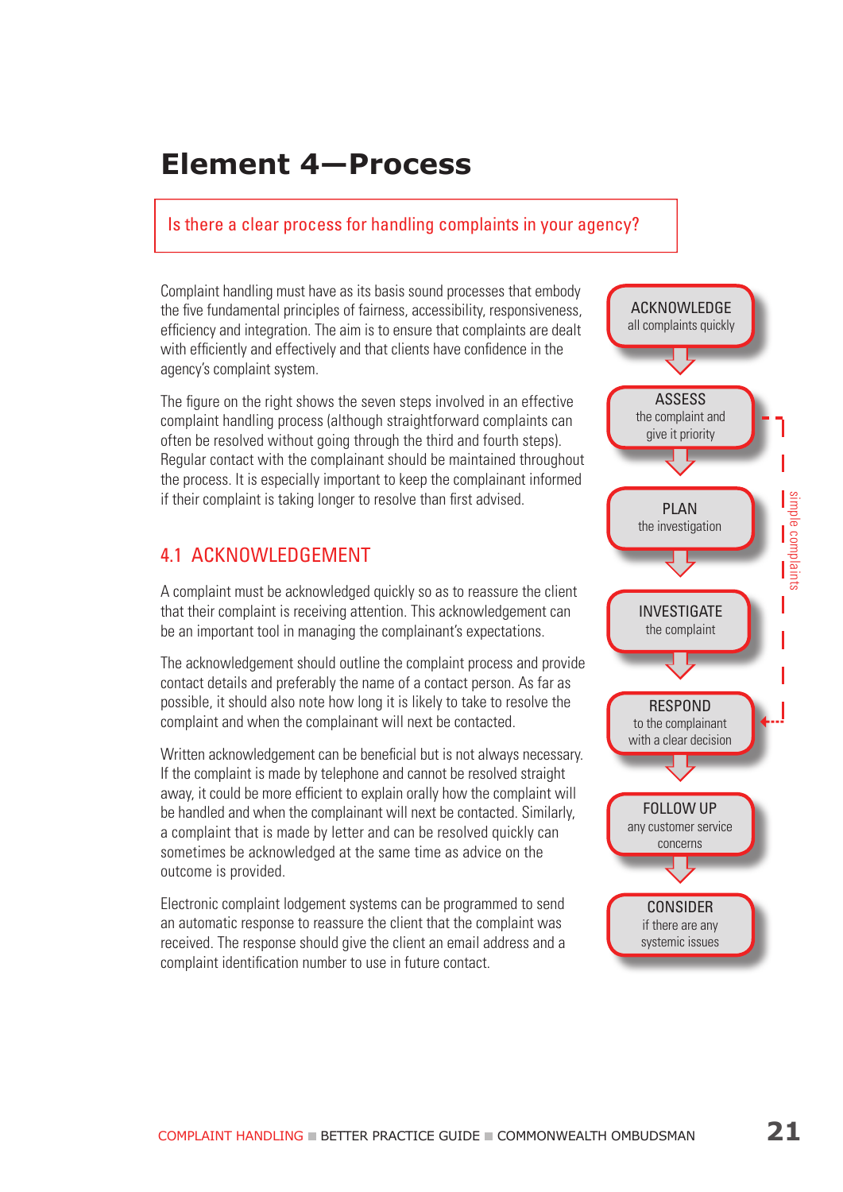# Element 4—Process

Is there a clear process for handling complaints in your agency?

Complaint handling must have as its basis sound processes that embody the five fundamental principles of fairness, accessibility, responsiveness, efficiency and integration. The aim is to ensure that complaints are dealt with efficiently and effectively and that clients have confidence in the agency's complaint system.

The figure on the right shows the seven steps involved in an effective complaint handling process (although straightforward complaints can often be resolved without going through the third and fourth steps). Regular contact with the complainant should be maintained throughout the process. It is especially important to keep the complainant informed if their complaint is taking longer to resolve than first advised.

- **ACKNOWLEDGE** all complaints quickly
- **ASSESS** the complaint and give it priority
- **PLAN** the investigation
- **INVESTIGATE** the complaint
- **RESPOND** to the complainant with a clear decision
- **FOLLOW UP** any customer service concerns
- **CONSIDER** if there are any systemic issues

(simple complaints: ASSESS → RESPOND)

## 4.1 ACKNOWLEDGEMENT

A complaint must be acknowledged quickly so as to reassure the client that their complaint is receiving attention. This acknowledgement can be an important tool in managing the complainant's expectations.

The acknowledgement should outline the complaint process and provide contact details and preferably the name of a contact person. As far as possible, it should also note how long it is likely to take to resolve the complaint and when the complainant will next be contacted.

Written acknowledgement can be beneficial but is not always necessary. If the complaint is made by telephone and cannot be resolved straight away, it could be more efficient to explain orally how the complaint will be handled and when the complainant will next be contacted. Similarly, a complaint that is made by letter and can be resolved quickly can sometimes be acknowledged at the same time as advice on the outcome is provided.

Electronic complaint lodgement systems can be programmed to send an automatic response to reassure the client that the complaint was received. The response should give the client an email address and a complaint identification number to use in future contact.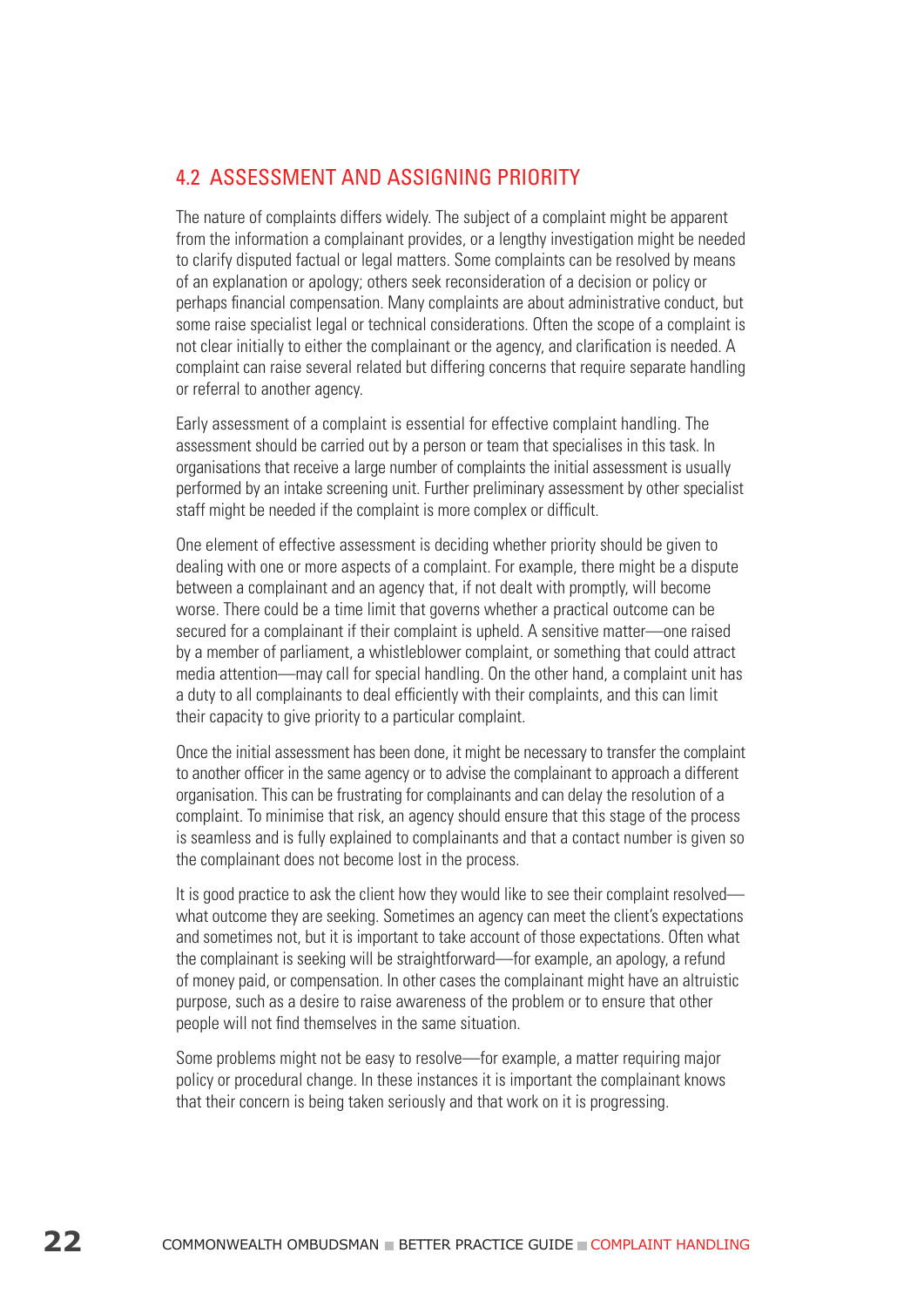## 4.2 ASSESSMENT AND ASSIGNING PRIORITY

The nature of complaints differs widely. The subject of a complaint might be apparent from the information a complainant provides, or a lengthy investigation might be needed to clarify disputed factual or legal matters. Some complaints can be resolved by means of an explanation or apology; others seek reconsideration of a decision or policy or perhaps financial compensation. Many complaints are about administrative conduct, but some raise specialist legal or technical considerations. Often the scope of a complaint is not clear initially to either the complainant or the agency, and clarification is needed. A complaint can raise several related but differing concerns that require separate handling or referral to another agency.

Early assessment of a complaint is essential for effective complaint handling. The assessment should be carried out by a person or team that specialises in this task. In organisations that receive a large number of complaints the initial assessment is usually performed by an intake screening unit. Further preliminary assessment by other specialist staff might be needed if the complaint is more complex or difficult.

One element of effective assessment is deciding whether priority should be given to dealing with one or more aspects of a complaint. For example, there might be a dispute between a complainant and an agency that, if not dealt with promptly, will become worse. There could be a time limit that governs whether a practical outcome can be secured for a complainant if their complaint is upheld. A sensitive matter—one raised by a member of parliament, a whistleblower complaint, or something that could attract media attention—may call for special handling. On the other hand, a complaint unit has a duty to all complainants to deal efficiently with their complaints, and this can limit their capacity to give priority to a particular complaint.

Once the initial assessment has been done, it might be necessary to transfer the complaint to another officer in the same agency or to advise the complainant to approach a different organisation. This can be frustrating for complainants and can delay the resolution of a complaint. To minimise that risk, an agency should ensure that this stage of the process is seamless and is fully explained to complainants and that a contact number is given so the complainant does not become lost in the process.

It is good practice to ask the client how they would like to see their complaint resolved—what outcome they are seeking. Sometimes an agency can meet the client's expectations and sometimes not, but it is important to take account of those expectations. Often what the complainant is seeking will be straightforward—for example, an apology, a refund of money paid, or compensation. In other cases the complainant might have an altruistic purpose, such as a desire to raise awareness of the problem or to ensure that other people will not find themselves in the same situation.

Some problems might not be easy to resolve—for example, a matter requiring major policy or procedural change. In these instances it is important the complainant knows that their concern is being taken seriously and that work on it is progressing.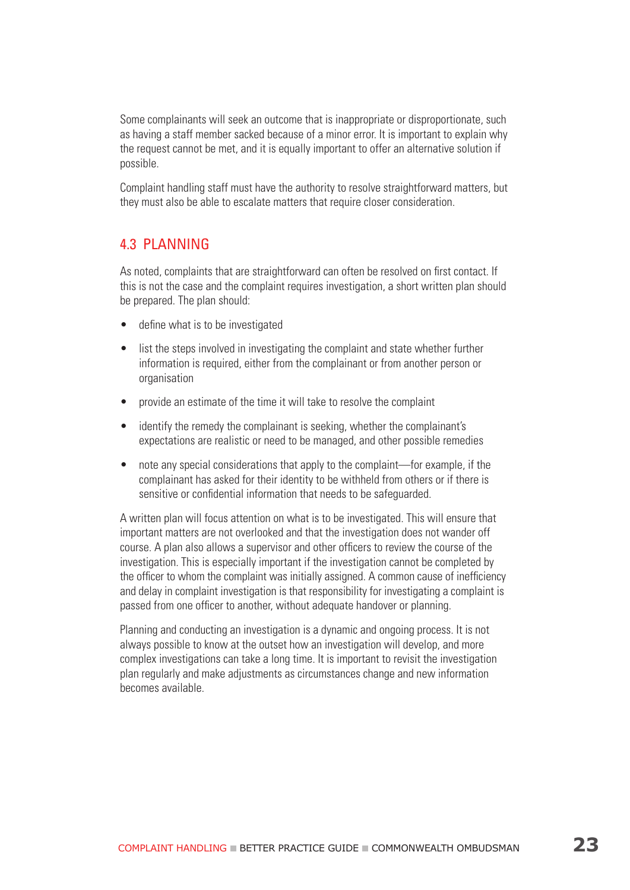Some complainants will seek an outcome that is inappropriate or disproportionate, such as having a staff member sacked because of a minor error. It is important to explain why the request cannot be met, and it is equally important to offer an alternative solution if possible.

Complaint handling staff must have the authority to resolve straightforward matters, but they must also be able to escalate matters that require closer consideration.

## 4.3 PLANNING

As noted, complaints that are straightforward can often be resolved on first contact. If this is not the case and the complaint requires investigation, a short written plan should be prepared. The plan should:

- define what is to be investigated
- list the steps involved in investigating the complaint and state whether further information is required, either from the complainant or from another person or organisation
- provide an estimate of the time it will take to resolve the complaint
- identify the remedy the complainant is seeking, whether the complainant's expectations are realistic or need to be managed, and other possible remedies
- note any special considerations that apply to the complaint—for example, if the complainant has asked for their identity to be withheld from others or if there is sensitive or confidential information that needs to be safeguarded.

A written plan will focus attention on what is to be investigated. This will ensure that important matters are not overlooked and that the investigation does not wander off course. A plan also allows a supervisor and other officers to review the course of the investigation. This is especially important if the investigation cannot be completed by the officer to whom the complaint was initially assigned. A common cause of inefficiency and delay in complaint investigation is that responsibility for investigating a complaint is passed from one officer to another, without adequate handover or planning.

Planning and conducting an investigation is a dynamic and ongoing process. It is not always possible to know at the outset how an investigation will develop, and more complex investigations can take a long time. It is important to revisit the investigation plan regularly and make adjustments as circumstances change and new information becomes available.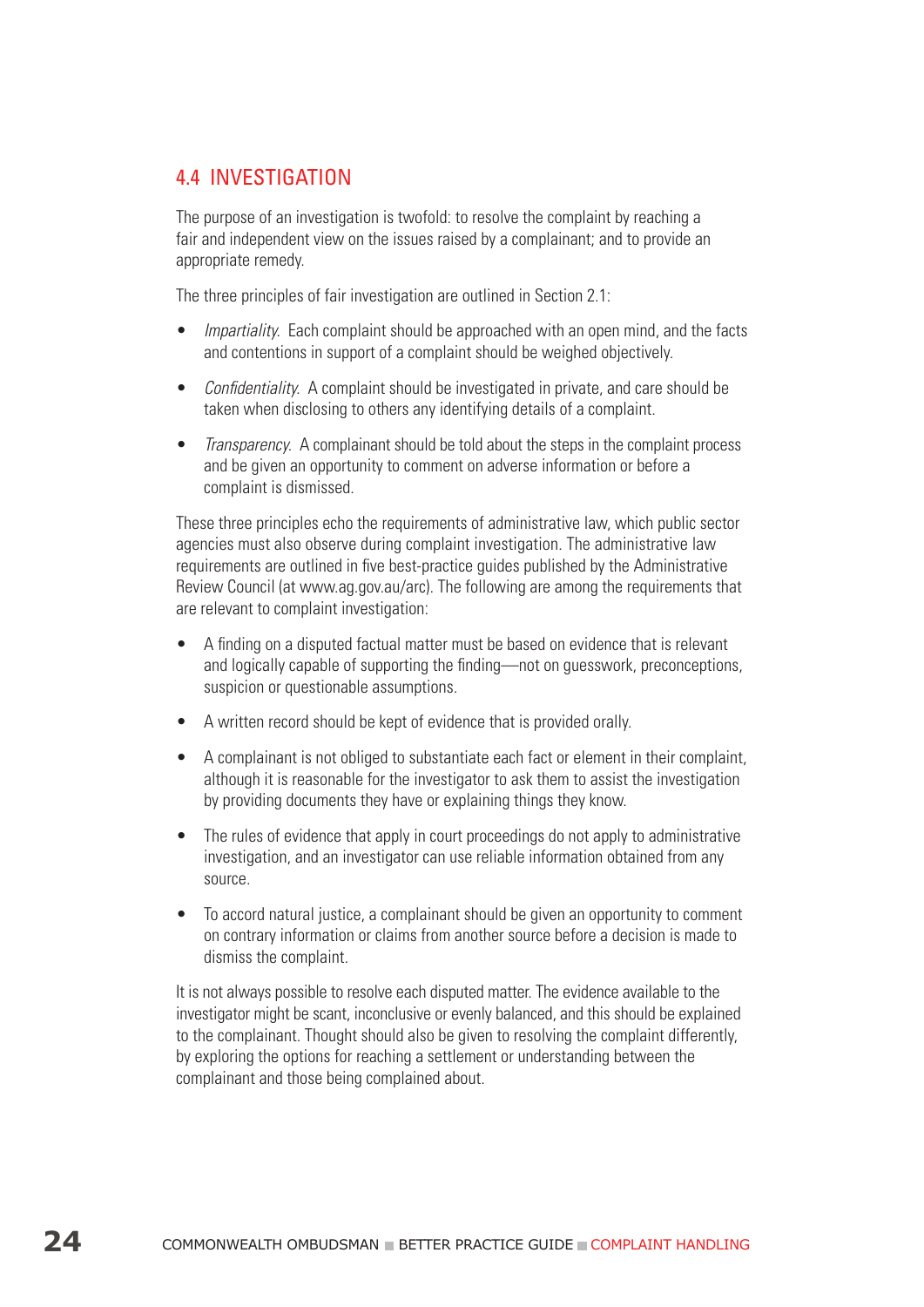## 4.4 INVESTIGATION

The purpose of an investigation is twofold: to resolve the complaint by reaching a fair and independent view on the issues raised by a complainant; and to provide an appropriate remedy.

The three principles of fair investigation are outlined in Section 2.1:

- *Impartiality.* Each complaint should be approached with an open mind, and the facts and contentions in support of a complaint should be weighed objectively.
- *Confidentiality.* A complaint should be investigated in private, and care should be taken when disclosing to others any identifying details of a complaint.
- *Transparency.* A complainant should be told about the steps in the complaint process and be given an opportunity to comment on adverse information or before a complaint is dismissed.

These three principles echo the requirements of administrative law, which public sector agencies must also observe during complaint investigation. The administrative law requirements are outlined in five best-practice guides published by the Administrative Review Council (at www.ag.gov.au/arc). The following are among the requirements that are relevant to complaint investigation:

- A finding on a disputed factual matter must be based on evidence that is relevant and logically capable of supporting the finding—not on guesswork, preconceptions, suspicion or questionable assumptions.
- A written record should be kept of evidence that is provided orally.
- A complainant is not obliged to substantiate each fact or element in their complaint, although it is reasonable for the investigator to ask them to assist the investigation by providing documents they have or explaining things they know.
- The rules of evidence that apply in court proceedings do not apply to administrative investigation, and an investigator can use reliable information obtained from any source.
- To accord natural justice, a complainant should be given an opportunity to comment on contrary information or claims from another source before a decision is made to dismiss the complaint.

It is not always possible to resolve each disputed matter. The evidence available to the investigator might be scant, inconclusive or evenly balanced, and this should be explained to the complainant. Thought should also be given to resolving the complaint differently, by exploring the options for reaching a settlement or understanding between the complainant and those being complained about.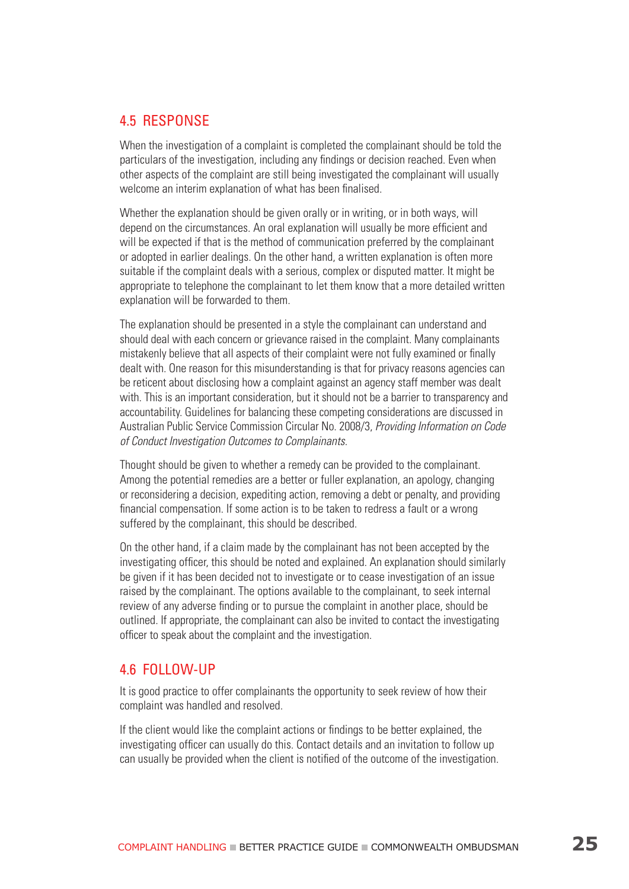## 4.5 RESPONSE

When the investigation of a complaint is completed the complainant should be told the particulars of the investigation, including any findings or decision reached. Even when other aspects of the complaint are still being investigated the complainant will usually welcome an interim explanation of what has been finalised.

Whether the explanation should be given orally or in writing, or in both ways, will depend on the circumstances. An oral explanation will usually be more efficient and will be expected if that is the method of communication preferred by the complainant or adopted in earlier dealings. On the other hand, a written explanation is often more suitable if the complaint deals with a serious, complex or disputed matter. It might be appropriate to telephone the complainant to let them know that a more detailed written explanation will be forwarded to them.

The explanation should be presented in a style the complainant can understand and should deal with each concern or grievance raised in the complaint. Many complainants mistakenly believe that all aspects of their complaint were not fully examined or finally dealt with. One reason for this misunderstanding is that for privacy reasons agencies can be reticent about disclosing how a complaint against an agency staff member was dealt with. This is an important consideration, but it should not be a barrier to transparency and accountability. Guidelines for balancing these competing considerations are discussed in Australian Public Service Commission Circular No. 2008/3, *Providing Information on Code of Conduct Investigation Outcomes to Complainants.*

Thought should be given to whether a remedy can be provided to the complainant. Among the potential remedies are a better or fuller explanation, an apology, changing or reconsidering a decision, expediting action, removing a debt or penalty, and providing financial compensation. If some action is to be taken to redress a fault or a wrong suffered by the complainant, this should be described.

On the other hand, if a claim made by the complainant has not been accepted by the investigating officer, this should be noted and explained. An explanation should similarly be given if it has been decided not to investigate or to cease investigation of an issue raised by the complainant. The options available to the complainant, to seek internal review of any adverse finding or to pursue the complaint in another place, should be outlined. If appropriate, the complainant can also be invited to contact the investigating officer to speak about the complaint and the investigation.

## 4.6 FOLLOW-UP

It is good practice to offer complainants the opportunity to seek review of how their complaint was handled and resolved.

If the client would like the complaint actions or findings to be better explained, the investigating officer can usually do this. Contact details and an invitation to follow up can usually be provided when the client is notified of the outcome of the investigation.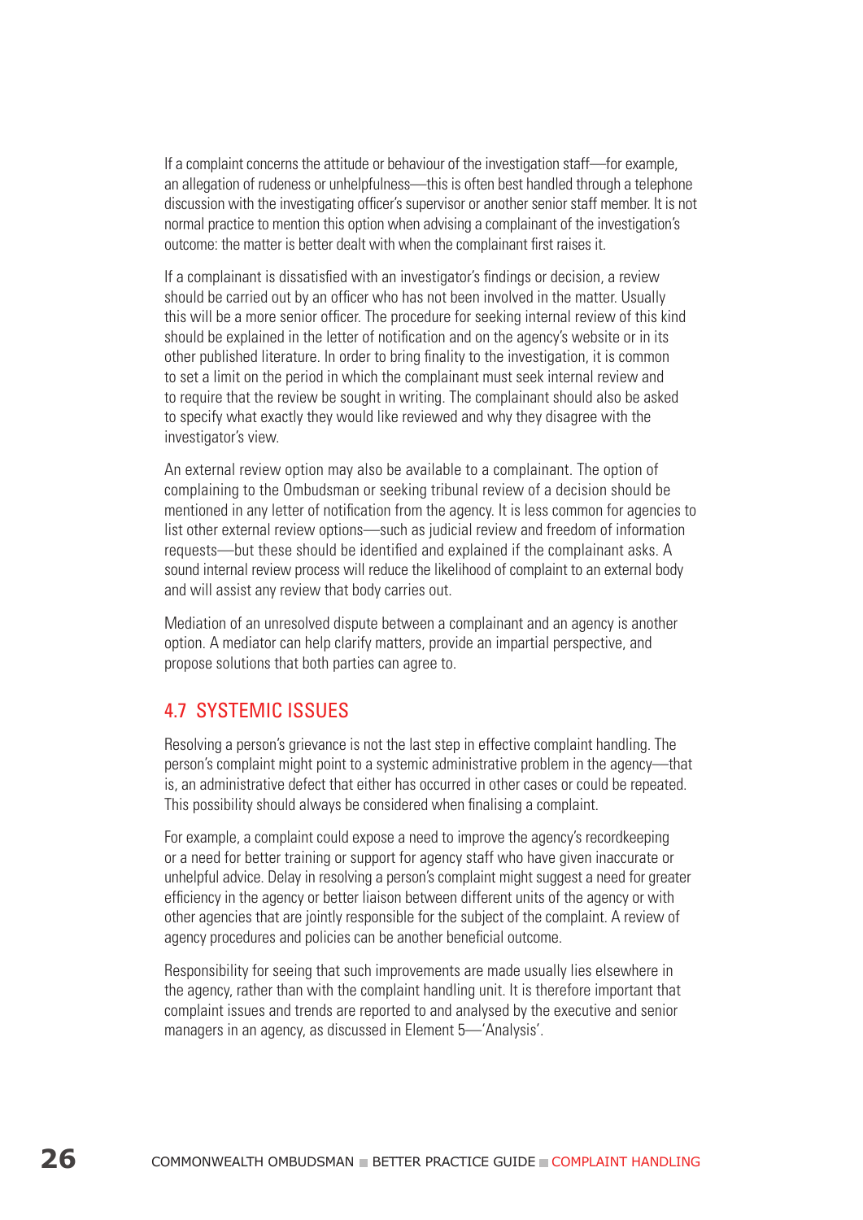If a complaint concerns the attitude or behaviour of the investigation staff—for example, an allegation of rudeness or unhelpfulness—this is often best handled through a telephone discussion with the investigating officer's supervisor or another senior staff member. It is not normal practice to mention this option when advising a complainant of the investigation's outcome: the matter is better dealt with when the complainant first raises it.

If a complainant is dissatisfied with an investigator's findings or decision, a review should be carried out by an officer who has not been involved in the matter. Usually this will be a more senior officer. The procedure for seeking internal review of this kind should be explained in the letter of notification and on the agency's website or in its other published literature. In order to bring finality to the investigation, it is common to set a limit on the period in which the complainant must seek internal review and to require that the review be sought in writing. The complainant should also be asked to specify what exactly they would like reviewed and why they disagree with the investigator's view.

An external review option may also be available to a complainant. The option of complaining to the Ombudsman or seeking tribunal review of a decision should be mentioned in any letter of notification from the agency. It is less common for agencies to list other external review options—such as judicial review and freedom of information requests—but these should be identified and explained if the complainant asks. A sound internal review process will reduce the likelihood of complaint to an external body and will assist any review that body carries out.

Mediation of an unresolved dispute between a complainant and an agency is another option. A mediator can help clarify matters, provide an impartial perspective, and propose solutions that both parties can agree to.

## 4.7 SYSTEMIC ISSUES

Resolving a person's grievance is not the last step in effective complaint handling. The person's complaint might point to a systemic administrative problem in the agency—that is, an administrative defect that either has occurred in other cases or could be repeated. This possibility should always be considered when finalising a complaint.

For example, a complaint could expose a need to improve the agency's recordkeeping or a need for better training or support for agency staff who have given inaccurate or unhelpful advice. Delay in resolving a person's complaint might suggest a need for greater efficiency in the agency or better liaison between different units of the agency or with other agencies that are jointly responsible for the subject of the complaint. A review of agency procedures and policies can be another beneficial outcome.

Responsibility for seeing that such improvements are made usually lies elsewhere in the agency, rather than with the complaint handling unit. It is therefore important that complaint issues and trends are reported to and analysed by the executive and senior managers in an agency, as discussed in Element 5—'Analysis'.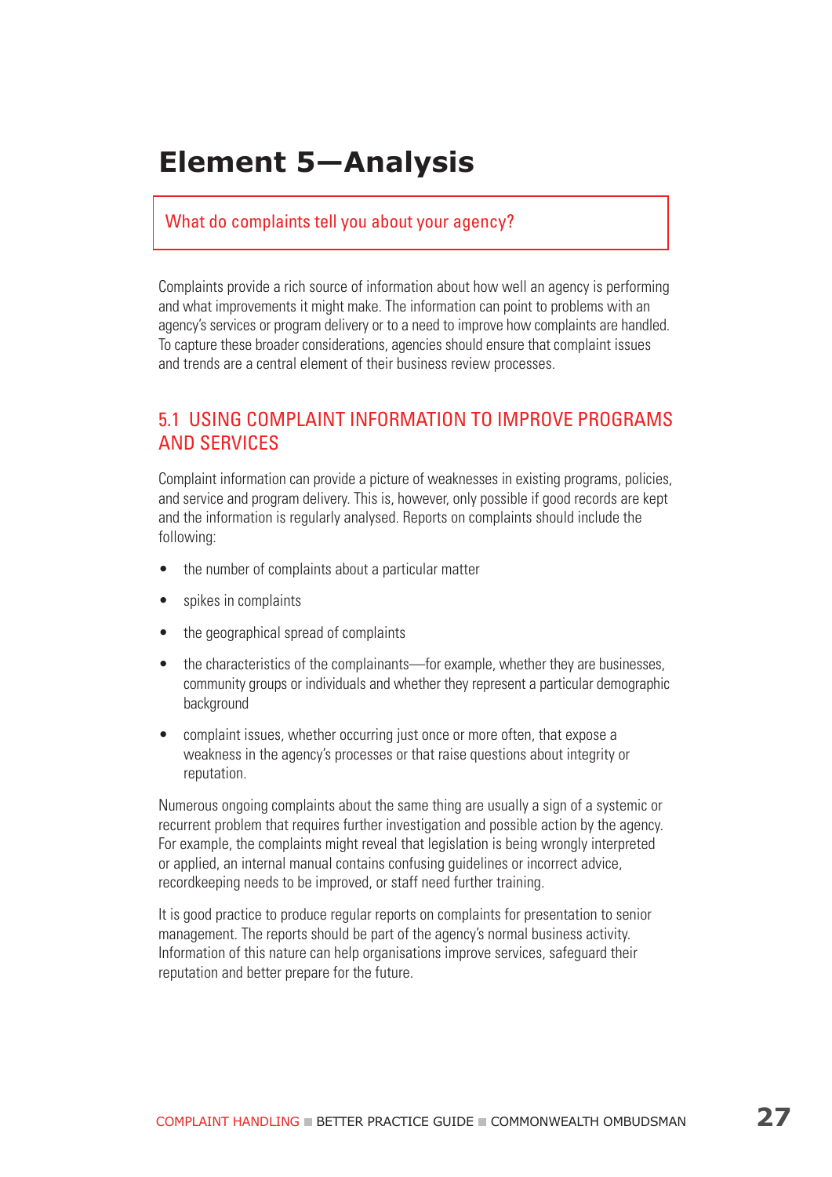# Element 5—Analysis

What do complaints tell you about your agency?

Complaints provide a rich source of information about how well an agency is performing and what improvements it might make. The information can point to problems with an agency's services or program delivery or to a need to improve how complaints are handled. To capture these broader considerations, agencies should ensure that complaint issues and trends are a central element of their business review processes.

## 5.1 USING COMPLAINT INFORMATION TO IMPROVE PROGRAMS AND SERVICES

Complaint information can provide a picture of weaknesses in existing programs, policies, and service and program delivery. This is, however, only possible if good records are kept and the information is regularly analysed. Reports on complaints should include the following:

- the number of complaints about a particular matter
- spikes in complaints
- the geographical spread of complaints
- the characteristics of the complainants—for example, whether they are businesses, community groups or individuals and whether they represent a particular demographic background
- complaint issues, whether occurring just once or more often, that expose a weakness in the agency's processes or that raise questions about integrity or reputation.

Numerous ongoing complaints about the same thing are usually a sign of a systemic or recurrent problem that requires further investigation and possible action by the agency. For example, the complaints might reveal that legislation is being wrongly interpreted or applied, an internal manual contains confusing guidelines or incorrect advice, recordkeeping needs to be improved, or staff need further training.

It is good practice to produce regular reports on complaints for presentation to senior management. The reports should be part of the agency's normal business activity. Information of this nature can help organisations improve services, safeguard their reputation and better prepare for the future.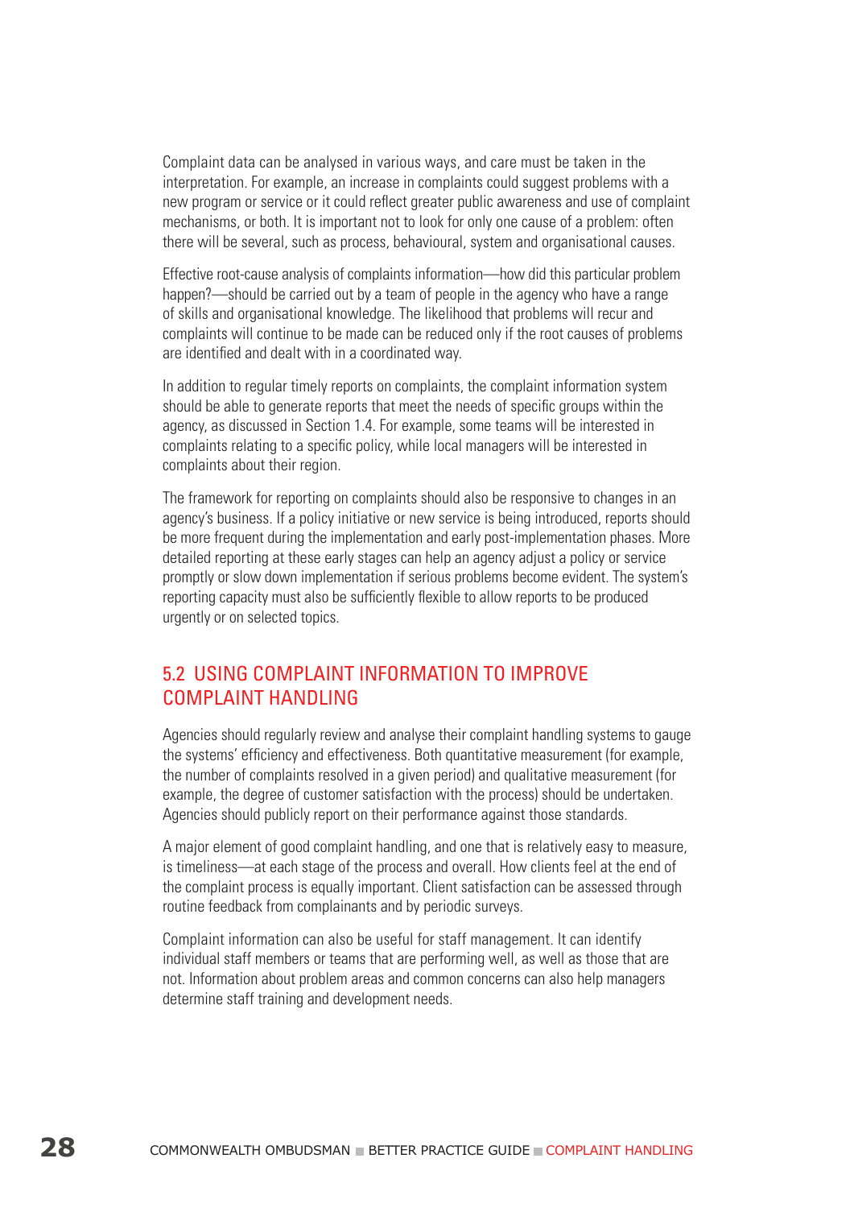Complaint data can be analysed in various ways, and care must be taken in the interpretation. For example, an increase in complaints could suggest problems with a new program or service or it could reflect greater public awareness and use of complaint mechanisms, or both. It is important not to look for only one cause of a problem: often there will be several, such as process, behavioural, system and organisational causes.

Effective root-cause analysis of complaints information—how did this particular problem happen?—should be carried out by a team of people in the agency who have a range of skills and organisational knowledge. The likelihood that problems will recur and complaints will continue to be made can be reduced only if the root causes of problems are identified and dealt with in a coordinated way.

In addition to regular timely reports on complaints, the complaint information system should be able to generate reports that meet the needs of specific groups within the agency, as discussed in Section 1.4. For example, some teams will be interested in complaints relating to a specific policy, while local managers will be interested in complaints about their region.

The framework for reporting on complaints should also be responsive to changes in an agency's business. If a policy initiative or new service is being introduced, reports should be more frequent during the implementation and early post-implementation phases. More detailed reporting at these early stages can help an agency adjust a policy or service promptly or slow down implementation if serious problems become evident. The system's reporting capacity must also be sufficiently flexible to allow reports to be produced urgently or on selected topics.

## 5.2 USING COMPLAINT INFORMATION TO IMPROVE COMPLAINT HANDLING

Agencies should regularly review and analyse their complaint handling systems to gauge the systems' efficiency and effectiveness. Both quantitative measurement (for example, the number of complaints resolved in a given period) and qualitative measurement (for example, the degree of customer satisfaction with the process) should be undertaken. Agencies should publicly report on their performance against those standards.

A major element of good complaint handling, and one that is relatively easy to measure, is timeliness—at each stage of the process and overall. How clients feel at the end of the complaint process is equally important. Client satisfaction can be assessed through routine feedback from complainants and by periodic surveys.

Complaint information can also be useful for staff management. It can identify individual staff members or teams that are performing well, as well as those that are not. Information about problem areas and common concerns can also help managers determine staff training and development needs.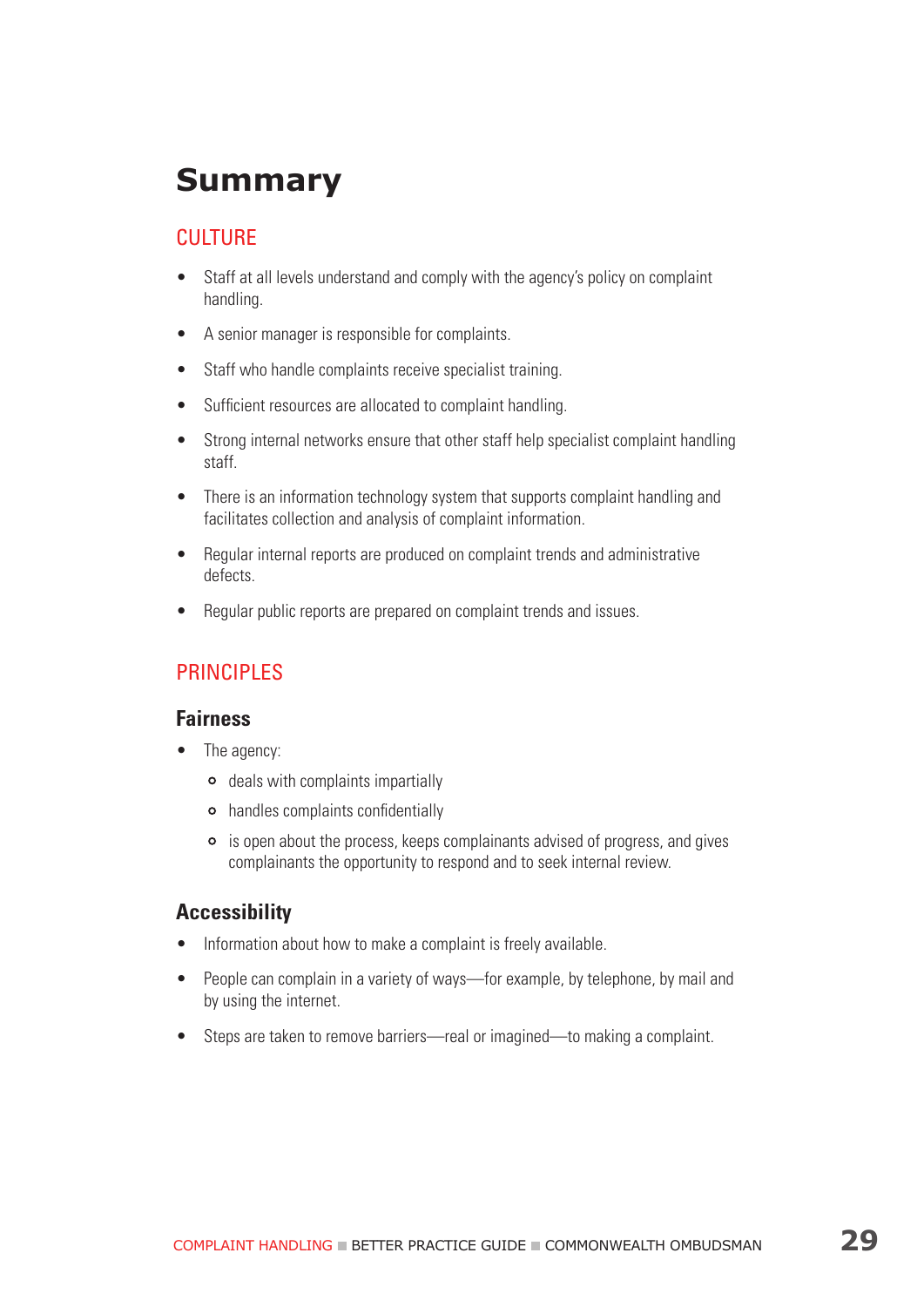# Summary

## CULTURE

- Staff at all levels understand and comply with the agency's policy on complaint handling.
- A senior manager is responsible for complaints.
- Staff who handle complaints receive specialist training.
- Sufficient resources are allocated to complaint handling.
- Strong internal networks ensure that other staff help specialist complaint handling staff.
- There is an information technology system that supports complaint handling and facilitates collection and analysis of complaint information.
- Regular internal reports are produced on complaint trends and administrative defects.
- Regular public reports are prepared on complaint trends and issues.

## PRINCIPLES

### Fairness

- The agency:
  - deals with complaints impartially
  - handles complaints confidentially
  - is open about the process, keeps complainants advised of progress, and gives complainants the opportunity to respond and to seek internal review.

### Accessibility

- Information about how to make a complaint is freely available.
- People can complain in a variety of ways—for example, by telephone, by mail and by using the internet.
- Steps are taken to remove barriers—real or imagined—to making a complaint.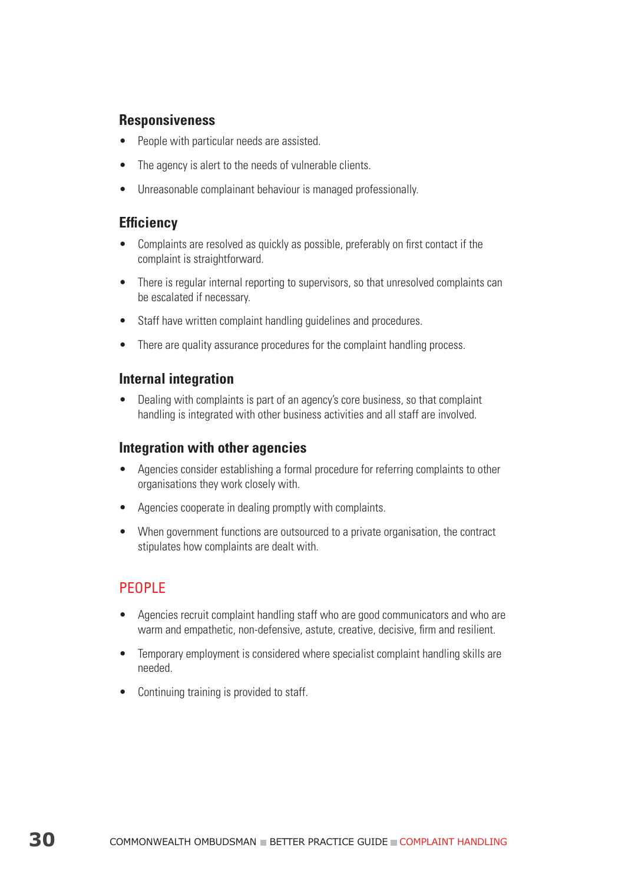### Responsiveness

- People with particular needs are assisted.
- The agency is alert to the needs of vulnerable clients.
- Unreasonable complainant behaviour is managed professionally.

### Efficiency

- Complaints are resolved as quickly as possible, preferably on first contact if the complaint is straightforward.
- There is regular internal reporting to supervisors, so that unresolved complaints can be escalated if necessary.
- Staff have written complaint handling guidelines and procedures.
- There are quality assurance procedures for the complaint handling process.

### Internal integration

- Dealing with complaints is part of an agency's core business, so that complaint handling is integrated with other business activities and all staff are involved.

### Integration with other agencies

- Agencies consider establishing a formal procedure for referring complaints to other organisations they work closely with.
- Agencies cooperate in dealing promptly with complaints.
- When government functions are outsourced to a private organisation, the contract stipulates how complaints are dealt with.

## PEOPLE

- Agencies recruit complaint handling staff who are good communicators and who are warm and empathetic, non-defensive, astute, creative, decisive, firm and resilient.
- Temporary employment is considered where specialist complaint handling skills are needed.
- Continuing training is provided to staff.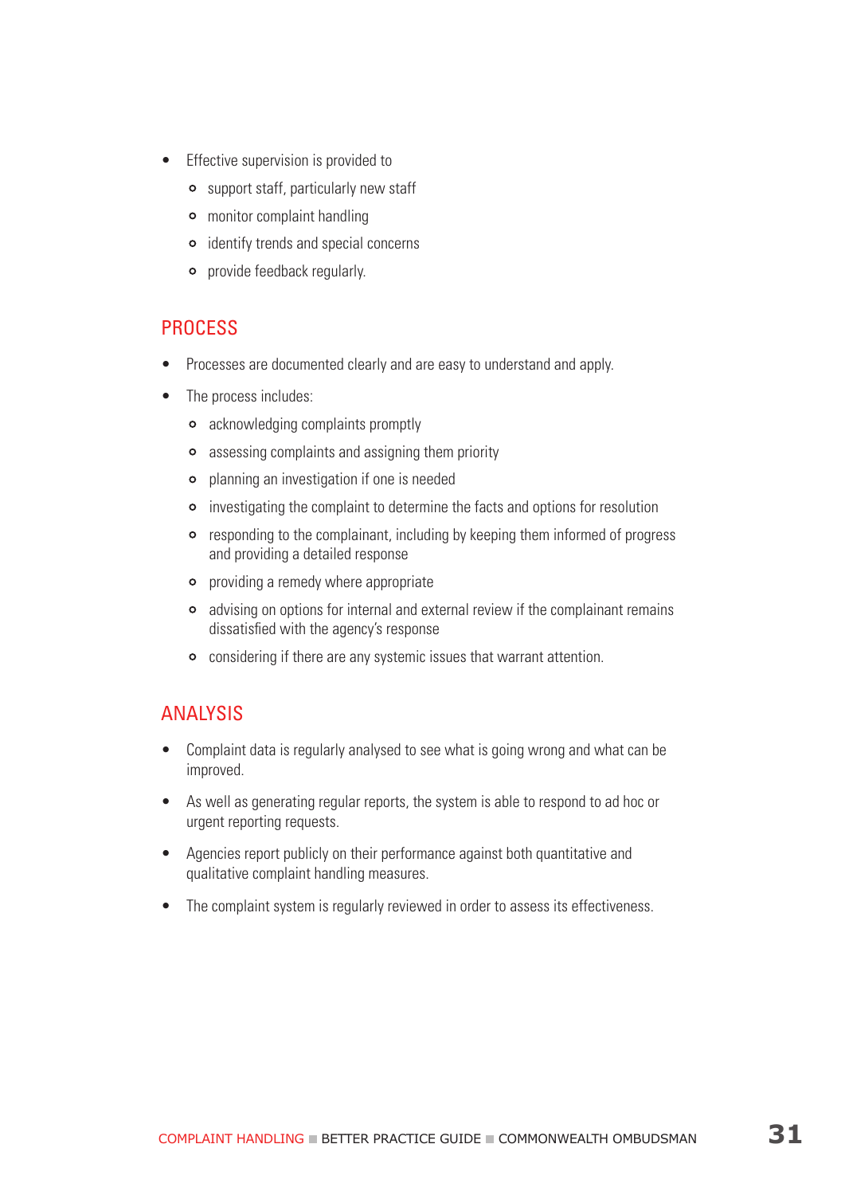- Effective supervision is provided to
  - support staff, particularly new staff
  - monitor complaint handling
  - identify trends and special concerns
  - provide feedback regularly.

## PROCESS

- Processes are documented clearly and are easy to understand and apply.
- The process includes:
  - acknowledging complaints promptly
  - assessing complaints and assigning them priority
  - planning an investigation if one is needed
  - investigating the complaint to determine the facts and options for resolution
  - responding to the complainant, including by keeping them informed of progress and providing a detailed response
  - providing a remedy where appropriate
  - advising on options for internal and external review if the complainant remains dissatisfied with the agency's response
  - considering if there are any systemic issues that warrant attention.

## ANALYSIS

- Complaint data is regularly analysed to see what is going wrong and what can be improved.
- As well as generating regular reports, the system is able to respond to ad hoc or urgent reporting requests.
- Agencies report publicly on their performance against both quantitative and qualitative complaint handling measures.
- The complaint system is regularly reviewed in order to assess its effectiveness.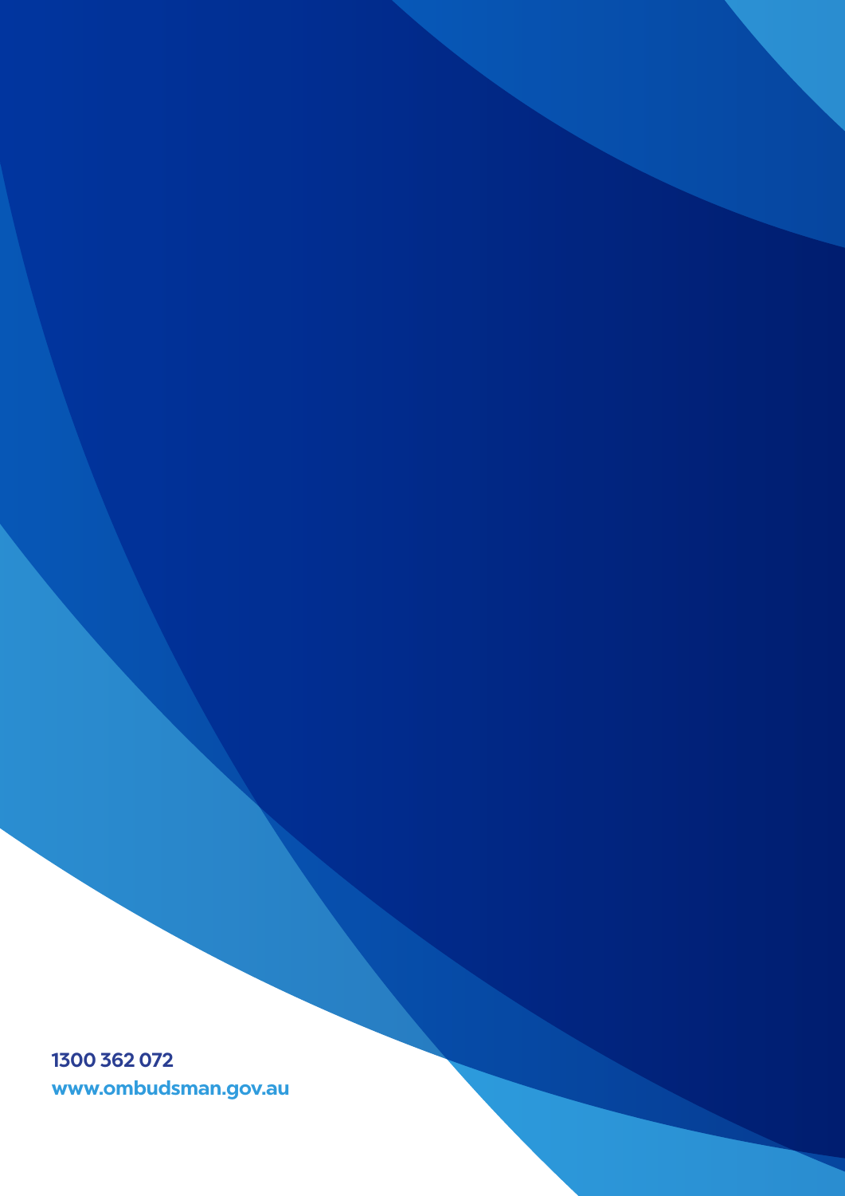**1300 362 072**

**www.ombudsman.gov.au**